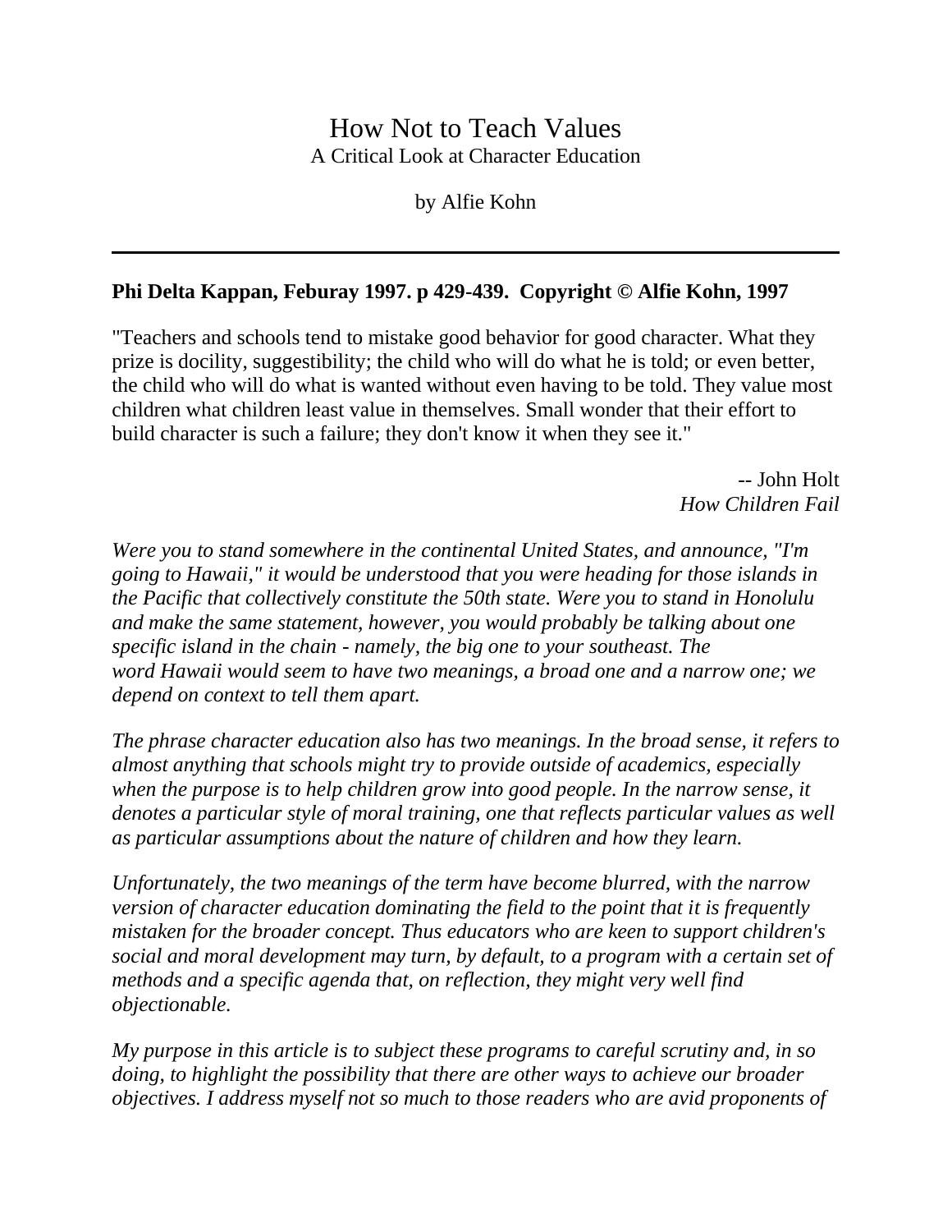# How Not to Teach Values

A Critical Look at Character Education

by Alfie Kohn

---

**Phi Delta Kappan, Feburay 1997. p 429-439. Copyright © Alfie Kohn, 1997**

"Teachers and schools tend to mistake good behavior for good character. What they prize is docility, suggestibility; the child who will do what he is told; or even better, the child who will do what is wanted without even having to be told. They value most children what children least value in themselves. Small wonder that their effort to build character is such a failure; they don't know it when they see it."

-- John Holt
*How Children Fail*

*Were you to stand somewhere in the continental United States, and announce, "I'm going to Hawaii," it would be understood that you were heading for those islands in the Pacific that collectively constitute the 50th state. Were you to stand in Honolulu and make the same statement, however, you would probably be talking about one specific island in the chain - namely, the big one to your southeast. The word Hawaii would seem to have two meanings, a broad one and a narrow one; we depend on context to tell them apart.*

*The phrase character education also has two meanings. In the broad sense, it refers to almost anything that schools might try to provide outside of academics, especially when the purpose is to help children grow into good people. In the narrow sense, it denotes a particular style of moral training, one that reflects particular values as well as particular assumptions about the nature of children and how they learn.*

*Unfortunately, the two meanings of the term have become blurred, with the narrow version of character education dominating the field to the point that it is frequently mistaken for the broader concept. Thus educators who are keen to support children's social and moral development may turn, by default, to a program with a certain set of methods and a specific agenda that, on reflection, they might very well find objectionable.*

*My purpose in this article is to subject these programs to careful scrutiny and, in so doing, to highlight the possibility that there are other ways to achieve our broader objectives. I address myself not so much to those readers who are avid proponents of*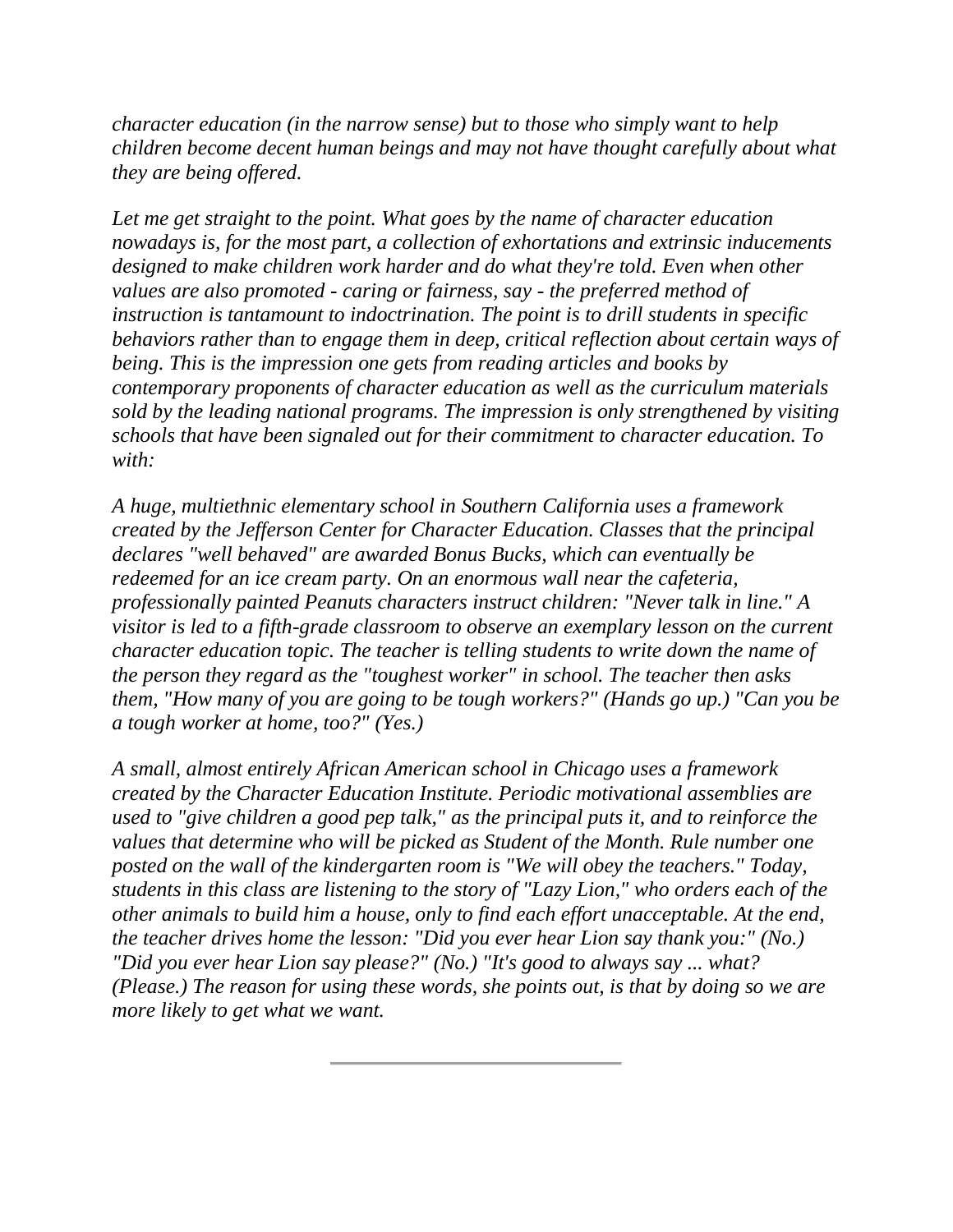*character education (in the narrow sense) but to those who simply want to help children become decent human beings and may not have thought carefully about what they are being offered.*

*Let me get straight to the point. What goes by the name of character education nowadays is, for the most part, a collection of exhortations and extrinsic inducements designed to make children work harder and do what they're told. Even when other values are also promoted - caring or fairness, say - the preferred method of instruction is tantamount to indoctrination. The point is to drill students in specific behaviors rather than to engage them in deep, critical reflection about certain ways of being. This is the impression one gets from reading articles and books by contemporary proponents of character education as well as the curriculum materials sold by the leading national programs. The impression is only strengthened by visiting schools that have been signaled out for their commitment to character education. To with:*

*A huge, multiethnic elementary school in Southern California uses a framework created by the Jefferson Center for Character Education. Classes that the principal declares "well behaved" are awarded Bonus Bucks, which can eventually be redeemed for an ice cream party. On an enormous wall near the cafeteria, professionally painted Peanuts characters instruct children: "Never talk in line." A visitor is led to a fifth-grade classroom to observe an exemplary lesson on the current character education topic. The teacher is telling students to write down the name of the person they regard as the "toughest worker" in school. The teacher then asks them, "How many of you are going to be tough workers?" (Hands go up.) "Can you be a tough worker at home, too?" (Yes.)*

*A small, almost entirely African American school in Chicago uses a framework created by the Character Education Institute. Periodic motivational assemblies are used to "give children a good pep talk," as the principal puts it, and to reinforce the values that determine who will be picked as Student of the Month. Rule number one posted on the wall of the kindergarten room is "We will obey the teachers." Today, students in this class are listening to the story of "Lazy Lion," who orders each of the other animals to build him a house, only to find each effort unacceptable. At the end, the teacher drives home the lesson: "Did you ever hear Lion say thank you:" (No.) "Did you ever hear Lion say please?" (No.) "It's good to always say ... what? (Please.) The reason for using these words, she points out, is that by doing so we are more likely to get what we want.*

---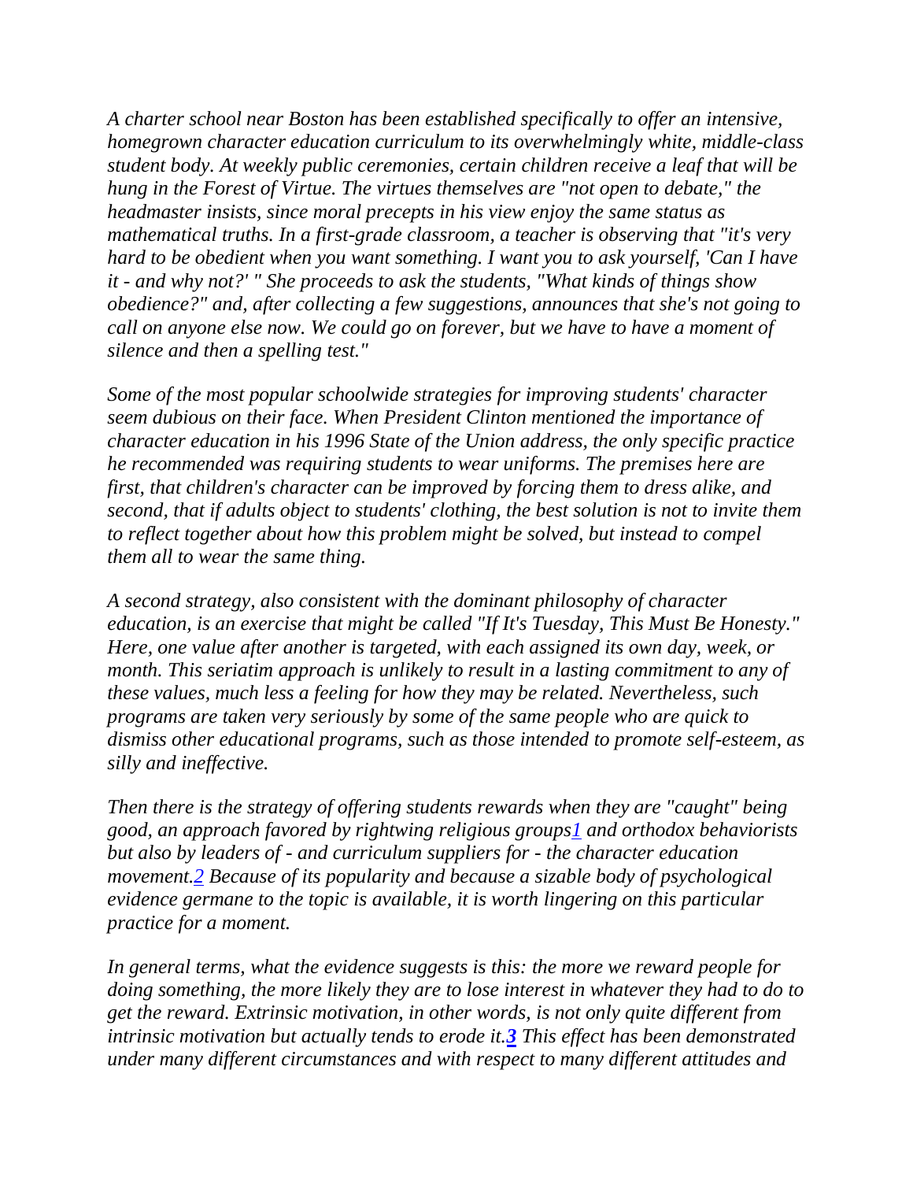*A charter school near Boston has been established specifically to offer an intensive, homegrown character education curriculum to its overwhelmingly white, middle-class student body. At weekly public ceremonies, certain children receive a leaf that will be hung in the Forest of Virtue. The virtues themselves are "not open to debate," the headmaster insists, since moral precepts in his view enjoy the same status as mathematical truths. In a first-grade classroom, a teacher is observing that "it's very hard to be obedient when you want something. I want you to ask yourself, 'Can I have it - and why not?' " She proceeds to ask the students, "What kinds of things show obedience?" and, after collecting a few suggestions, announces that she's not going to call on anyone else now. We could go on forever, but we have to have a moment of silence and then a spelling test."*

*Some of the most popular schoolwide strategies for improving students' character seem dubious on their face. When President Clinton mentioned the importance of character education in his 1996 State of the Union address, the only specific practice he recommended was requiring students to wear uniforms. The premises here are first, that children's character can be improved by forcing them to dress alike, and second, that if adults object to students' clothing, the best solution is not to invite them to reflect together about how this problem might be solved, but instead to compel them all to wear the same thing.*

*A second strategy, also consistent with the dominant philosophy of character education, is an exercise that might be called "If It's Tuesday, This Must Be Honesty." Here, one value after another is targeted, with each assigned its own day, week, or month. This seriatim approach is unlikely to result in a lasting commitment to any of these values, much less a feeling for how they may be related. Nevertheless, such programs are taken very seriously by some of the same people who are quick to dismiss other educational programs, such as those intended to promote self-esteem, as silly and ineffective.*

*Then there is the strategy of offering students rewards when they are "caught" being good, an approach favored by rightwing religious groups[1] and orthodox behaviorists but also by leaders of - and curriculum suppliers for - the character education movement.[2] Because of its popularity and because a sizable body of psychological evidence germane to the topic is available, it is worth lingering on this particular practice for a moment.*

*In general terms, what the evidence suggests is this: the more we reward people for doing something, the more likely they are to lose interest in whatever they had to do to get the reward. Extrinsic motivation, in other words, is not only quite different from intrinsic motivation but actually tends to erode it.[3] This effect has been demonstrated under many different circumstances and with respect to many different attitudes and*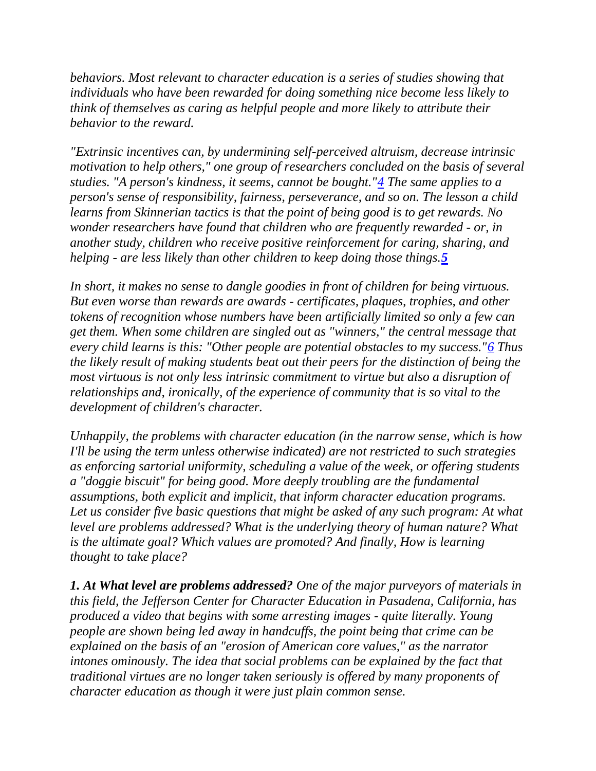*behaviors. Most relevant to character education is a series of studies showing that individuals who have been rewarded for doing something nice become less likely to think of themselves as caring as helpful people and more likely to attribute their behavior to the reward.*

*"Extrinsic incentives can, by undermining self-perceived altruism, decrease intrinsic motivation to help others," one group of researchers concluded on the basis of several studies. "A person's kindness, it seems, cannot be bought."[4] The same applies to a person's sense of responsibility, fairness, perseverance, and so on. The lesson a child learns from Skinnerian tactics is that the point of being good is to get rewards. No wonder researchers have found that children who are frequently rewarded - or, in another study, children who receive positive reinforcement for caring, sharing, and helping - are less likely than other children to keep doing those things.[5]*

*In short, it makes no sense to dangle goodies in front of children for being virtuous. But even worse than rewards are awards - certificates, plaques, trophies, and other tokens of recognition whose numbers have been artificially limited so only a few can get them. When some children are singled out as "winners," the central message that every child learns is this: "Other people are potential obstacles to my success."[6] Thus the likely result of making students beat out their peers for the distinction of being the most virtuous is not only less intrinsic commitment to virtue but also a disruption of relationships and, ironically, of the experience of community that is so vital to the development of children's character.*

*Unhappily, the problems with character education (in the narrow sense, which is how I'll be using the term unless otherwise indicated) are not restricted to such strategies as enforcing sartorial uniformity, scheduling a value of the week, or offering students a "doggie biscuit" for being good. More deeply troubling are the fundamental assumptions, both explicit and implicit, that inform character education programs. Let us consider five basic questions that might be asked of any such program: At what level are problems addressed? What is the underlying theory of human nature? What is the ultimate goal? Which values are promoted? And finally, How is learning thought to take place?*

***1. At What level are problems addressed?*** *One of the major purveyors of materials in this field, the Jefferson Center for Character Education in Pasadena, California, has produced a video that begins with some arresting images - quite literally. Young people are shown being led away in handcuffs, the point being that crime can be explained on the basis of an "erosion of American core values," as the narrator intones ominously. The idea that social problems can be explained by the fact that traditional virtues are no longer taken seriously is offered by many proponents of character education as though it were just plain common sense.*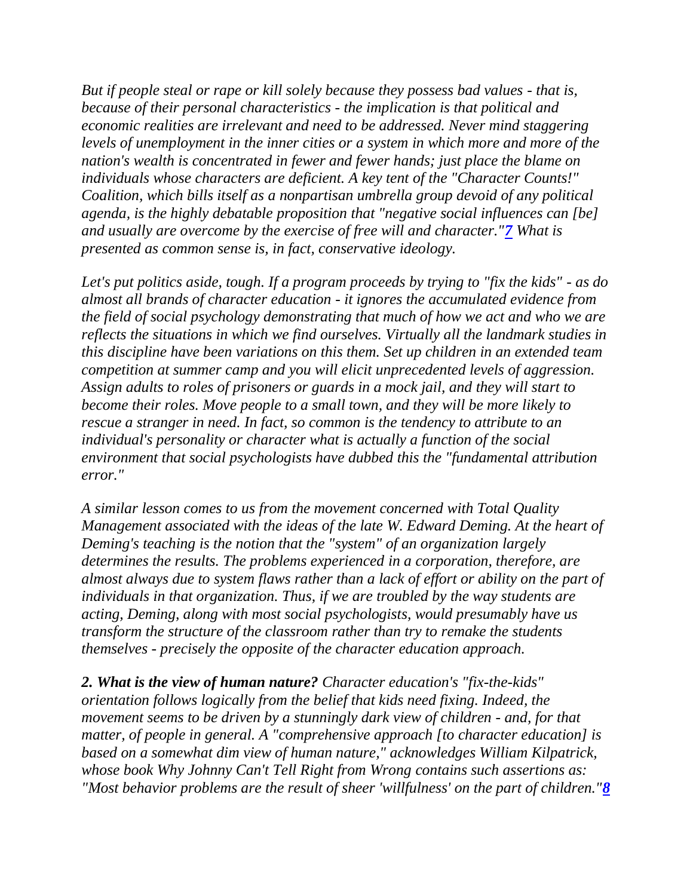*But if people steal or rape or kill solely because they possess bad values - that is, because of their personal characteristics - the implication is that political and economic realities are irrelevant and need to be addressed. Never mind staggering levels of unemployment in the inner cities or a system in which more and more of the nation's wealth is concentrated in fewer and fewer hands; just place the blame on individuals whose characters are deficient. A key tent of the "Character Counts!" Coalition, which bills itself as a nonpartisan umbrella group devoid of any political agenda, is the highly debatable proposition that "negative social influences can [be] and usually are overcome by the exercise of free will and character."[7] What is presented as common sense is, in fact, conservative ideology.*

*Let's put politics aside, tough. If a program proceeds by trying to "fix the kids" - as do almost all brands of character education - it ignores the accumulated evidence from the field of social psychology demonstrating that much of how we act and who we are reflects the situations in which we find ourselves. Virtually all the landmark studies in this discipline have been variations on this them. Set up children in an extended team competition at summer camp and you will elicit unprecedented levels of aggression. Assign adults to roles of prisoners or guards in a mock jail, and they will start to become their roles. Move people to a small town, and they will be more likely to rescue a stranger in need. In fact, so common is the tendency to attribute to an individual's personality or character what is actually a function of the social environment that social psychologists have dubbed this the "fundamental attribution error."*

*A similar lesson comes to us from the movement concerned with Total Quality Management associated with the ideas of the late W. Edward Deming. At the heart of Deming's teaching is the notion that the "system" of an organization largely determines the results. The problems experienced in a corporation, therefore, are almost always due to system flaws rather than a lack of effort or ability on the part of individuals in that organization. Thus, if we are troubled by the way students are acting, Deming, along with most social psychologists, would presumably have us transform the structure of the classroom rather than try to remake the students themselves - precisely the opposite of the character education approach.*

***2. What is the view of human nature?*** *Character education's "fix-the-kids" orientation follows logically from the belief that kids need fixing. Indeed, the movement seems to be driven by a stunningly dark view of children - and, for that matter, of people in general. A "comprehensive approach [to character education] is based on a somewhat dim view of human nature," acknowledges William Kilpatrick, whose book Why Johnny Can't Tell Right from Wrong contains such assertions as: "Most behavior problems are the result of sheer 'willfulness' on the part of children."[8]*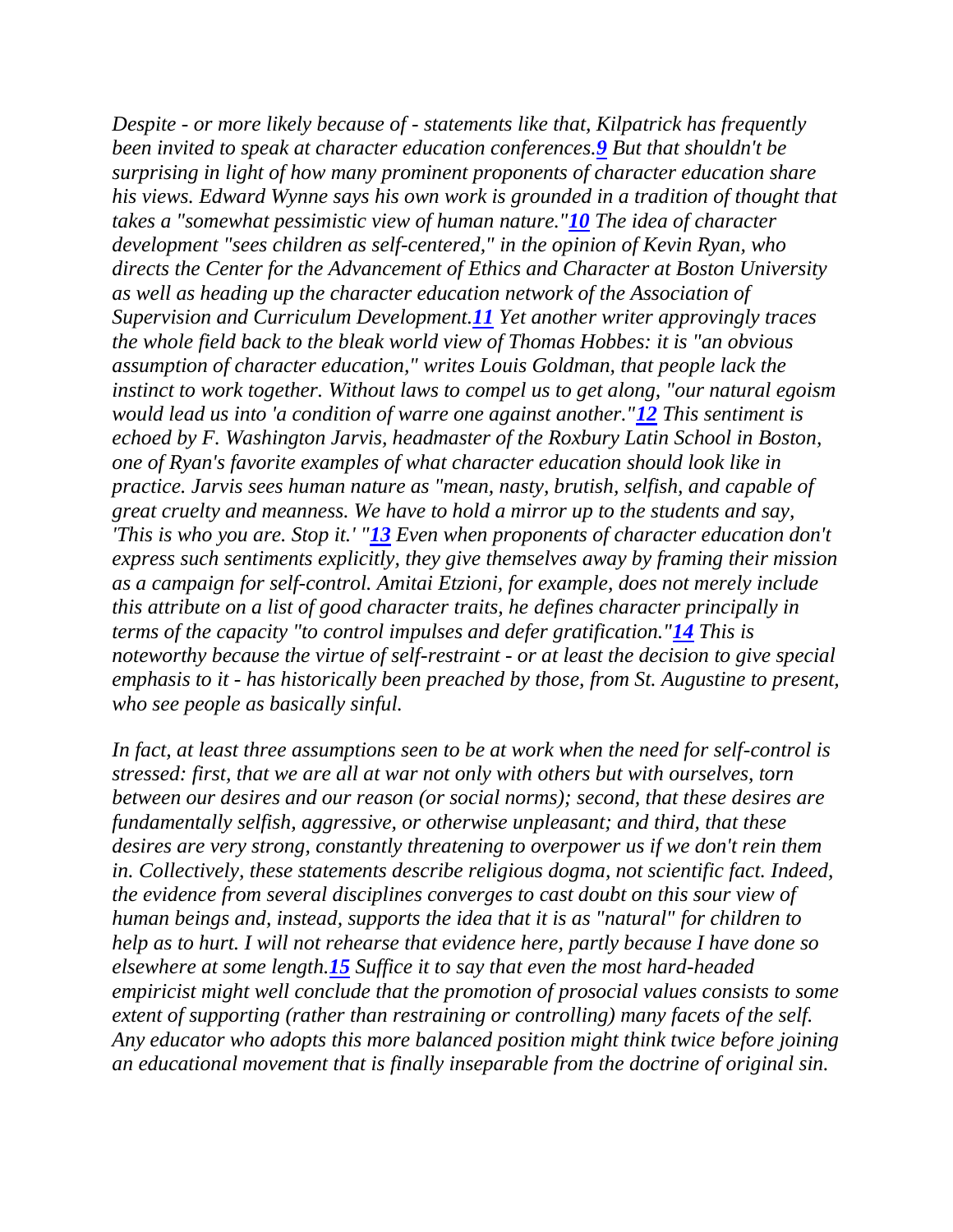*Despite - or more likely because of - statements like that, Kilpatrick has frequently been invited to speak at character education conferences.*[9] *But that shouldn't be surprising in light of how many prominent proponents of character education share his views. Edward Wynne says his own work is grounded in a tradition of thought that takes a "somewhat pessimistic view of human nature."*[10] *The idea of character development "sees children as self-centered," in the opinion of Kevin Ryan, who directs the Center for the Advancement of Ethics and Character at Boston University as well as heading up the character education network of the Association of Supervision and Curriculum Development.*[11] *Yet another writer approvingly traces the whole field back to the bleak world view of Thomas Hobbes: it is "an obvious assumption of character education," writes Louis Goldman, that people lack the instinct to work together. Without laws to compel us to get along, "our natural egoism would lead us into 'a condition of warre one against another."*[12] *This sentiment is echoed by F. Washington Jarvis, headmaster of the Roxbury Latin School in Boston, one of Ryan's favorite examples of what character education should look like in practice. Jarvis sees human nature as "mean, nasty, brutish, selfish, and capable of great cruelty and meanness. We have to hold a mirror up to the students and say, 'This is who you are. Stop it.' "*[13] *Even when proponents of character education don't express such sentiments explicitly, they give themselves away by framing their mission as a campaign for self-control. Amitai Etzioni, for example, does not merely include this attribute on a list of good character traits, he defines character principally in terms of the capacity "to control impulses and defer gratification."*[14] *This is noteworthy because the virtue of self-restraint - or at least the decision to give special emphasis to it - has historically been preached by those, from St. Augustine to present, who see people as basically sinful.*

*In fact, at least three assumptions seen to be at work when the need for self-control is stressed: first, that we are all at war not only with others but with ourselves, torn between our desires and our reason (or social norms); second, that these desires are fundamentally selfish, aggressive, or otherwise unpleasant; and third, that these desires are very strong, constantly threatening to overpower us if we don't rein them in. Collectively, these statements describe religious dogma, not scientific fact. Indeed, the evidence from several disciplines converges to cast doubt on this sour view of human beings and, instead, supports the idea that it is as "natural" for children to help as to hurt. I will not rehearse that evidence here, partly because I have done so elsewhere at some length.*[15] *Suffice it to say that even the most hard-headed empiricist might well conclude that the promotion of prosocial values consists to some extent of supporting (rather than restraining or controlling) many facets of the self. Any educator who adopts this more balanced position might think twice before joining an educational movement that is finally inseparable from the doctrine of original sin.*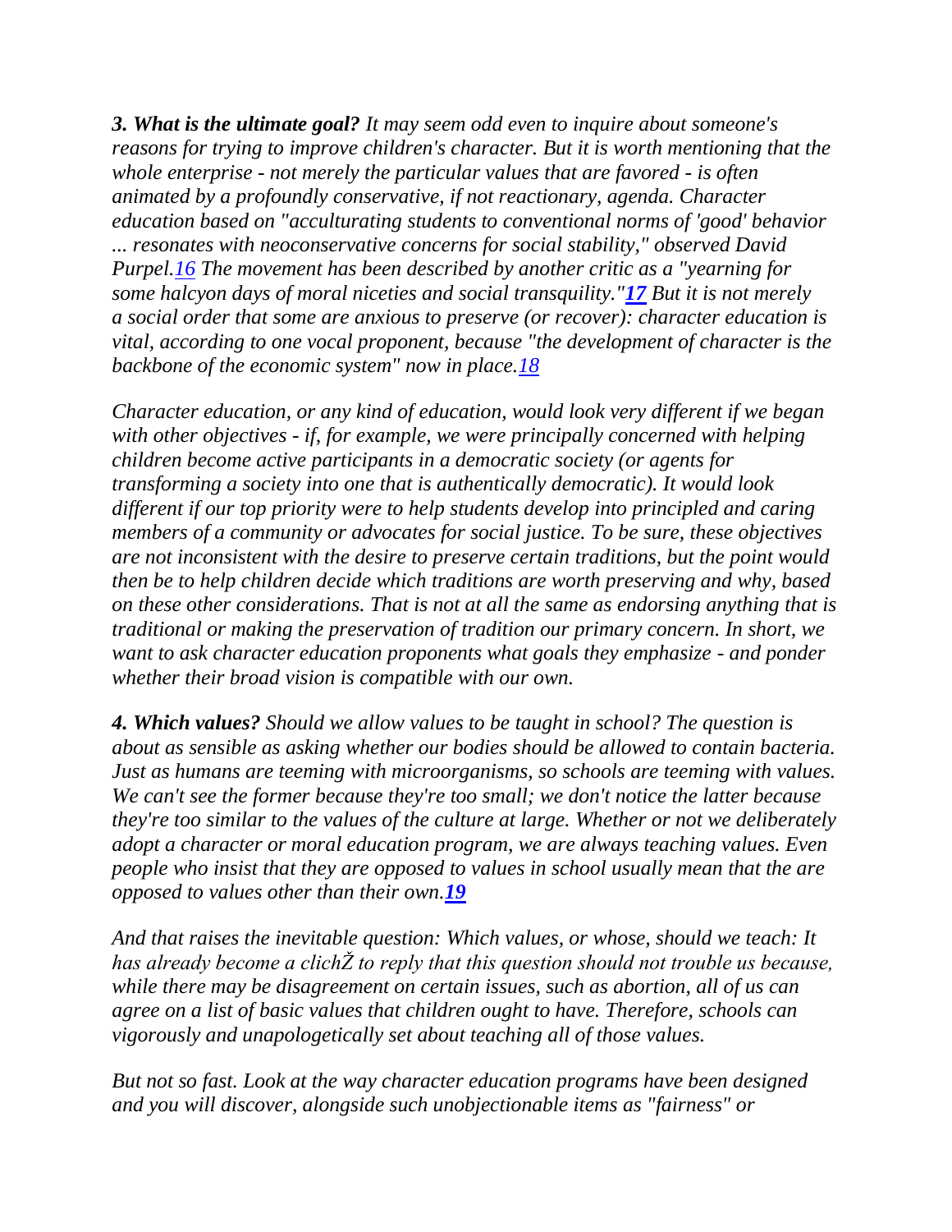***3. What is the ultimate goal?*** *It may seem odd even to inquire about someone's reasons for trying to improve children's character. But it is worth mentioning that the whole enterprise - not merely the particular values that are favored - is often animated by a profoundly conservative, if not reactionary, agenda. Character education based on "acculturating students to conventional norms of 'good' behavior ... resonates with neoconservative concerns for social stability," observed David Purpel.*[16] *The movement has been described by another critic as a "yearning for some halcyon days of moral niceties and social transquility."*[17] *But it is not merely a social order that some are anxious to preserve (or recover): character education is vital, according to one vocal proponent, because "the development of character is the backbone of the economic system" now in place.*[18]

*Character education, or any kind of education, would look very different if we began with other objectives - if, for example, we were principally concerned with helping children become active participants in a democratic society (or agents for transforming a society into one that is authentically democratic). It would look different if our top priority were to help students develop into principled and caring members of a community or advocates for social justice. To be sure, these objectives are not inconsistent with the desire to preserve certain traditions, but the point would then be to help children decide which traditions are worth preserving and why, based on these other considerations. That is not at all the same as endorsing anything that is traditional or making the preservation of tradition our primary concern. In short, we want to ask character education proponents what goals they emphasize - and ponder whether their broad vision is compatible with our own.*

***4. Which values?*** *Should we allow values to be taught in school? The question is about as sensible as asking whether our bodies should be allowed to contain bacteria. Just as humans are teeming with microorganisms, so schools are teeming with values. We can't see the former because they're too small; we don't notice the latter because they're too similar to the values of the culture at large. Whether or not we deliberately adopt a character or moral education program, we are always teaching values. Even people who insist that they are opposed to values in school usually mean that the are opposed to values other than their own.*[19]

*And that raises the inevitable question: Which values, or whose, should we teach: It has already become a clichŽ to reply that this question should not trouble us because, while there may be disagreement on certain issues, such as abortion, all of us can agree on a list of basic values that children ought to have. Therefore, schools can vigorously and unapologetically set about teaching all of those values.*

*But not so fast. Look at the way character education programs have been designed and you will discover, alongside such unobjectionable items as "fairness" or*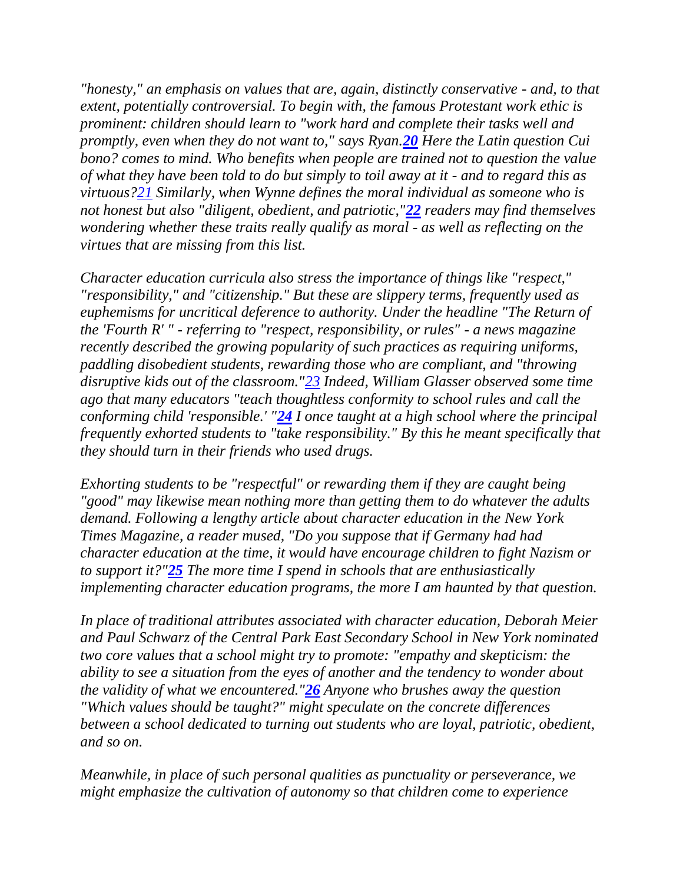*"honesty," an emphasis on values that are, again, distinctly conservative - and, to that extent, potentially controversial. To begin with, the famous Protestant work ethic is prominent: children should learn to "work hard and complete their tasks well and promptly, even when they do not want to," says Ryan.[20] Here the Latin question Cui bono? comes to mind. Who benefits when people are trained not to question the value of what they have been told to do but simply to toil away at it - and to regard this as virtuous?[21] Similarly, when Wynne defines the moral individual as someone who is not honest but also "diligent, obedient, and patriotic,"[22] readers may find themselves wondering whether these traits really qualify as moral - as well as reflecting on the virtues that are missing from this list.*

*Character education curricula also stress the importance of things like "respect," "responsibility," and "citizenship." But these are slippery terms, frequently used as euphemisms for uncritical deference to authority. Under the headline "The Return of the 'Fourth R' " - referring to "respect, responsibility, or rules" - a news magazine recently described the growing popularity of such practices as requiring uniforms, paddling disobedient students, rewarding those who are compliant, and "throwing disruptive kids out of the classroom."[23] Indeed, William Glasser observed some time ago that many educators "teach thoughtless conformity to school rules and call the conforming child 'responsible.' "[24] I once taught at a high school where the principal frequently exhorted students to "take responsibility." By this he meant specifically that they should turn in their friends who used drugs.*

*Exhorting students to be "respectful" or rewarding them if they are caught being "good" may likewise mean nothing more than getting them to do whatever the adults demand. Following a lengthy article about character education in the New York Times Magazine, a reader mused, "Do you suppose that if Germany had had character education at the time, it would have encourage children to fight Nazism or to support it?"[25] The more time I spend in schools that are enthusiastically implementing character education programs, the more I am haunted by that question.*

*In place of traditional attributes associated with character education, Deborah Meier and Paul Schwarz of the Central Park East Secondary School in New York nominated two core values that a school might try to promote: "empathy and skepticism: the ability to see a situation from the eyes of another and the tendency to wonder about the validity of what we encountered."[26] Anyone who brushes away the question "Which values should be taught?" might speculate on the concrete differences between a school dedicated to turning out students who are loyal, patriotic, obedient, and so on.*

*Meanwhile, in place of such personal qualities as punctuality or perseverance, we might emphasize the cultivation of autonomy so that children come to experience*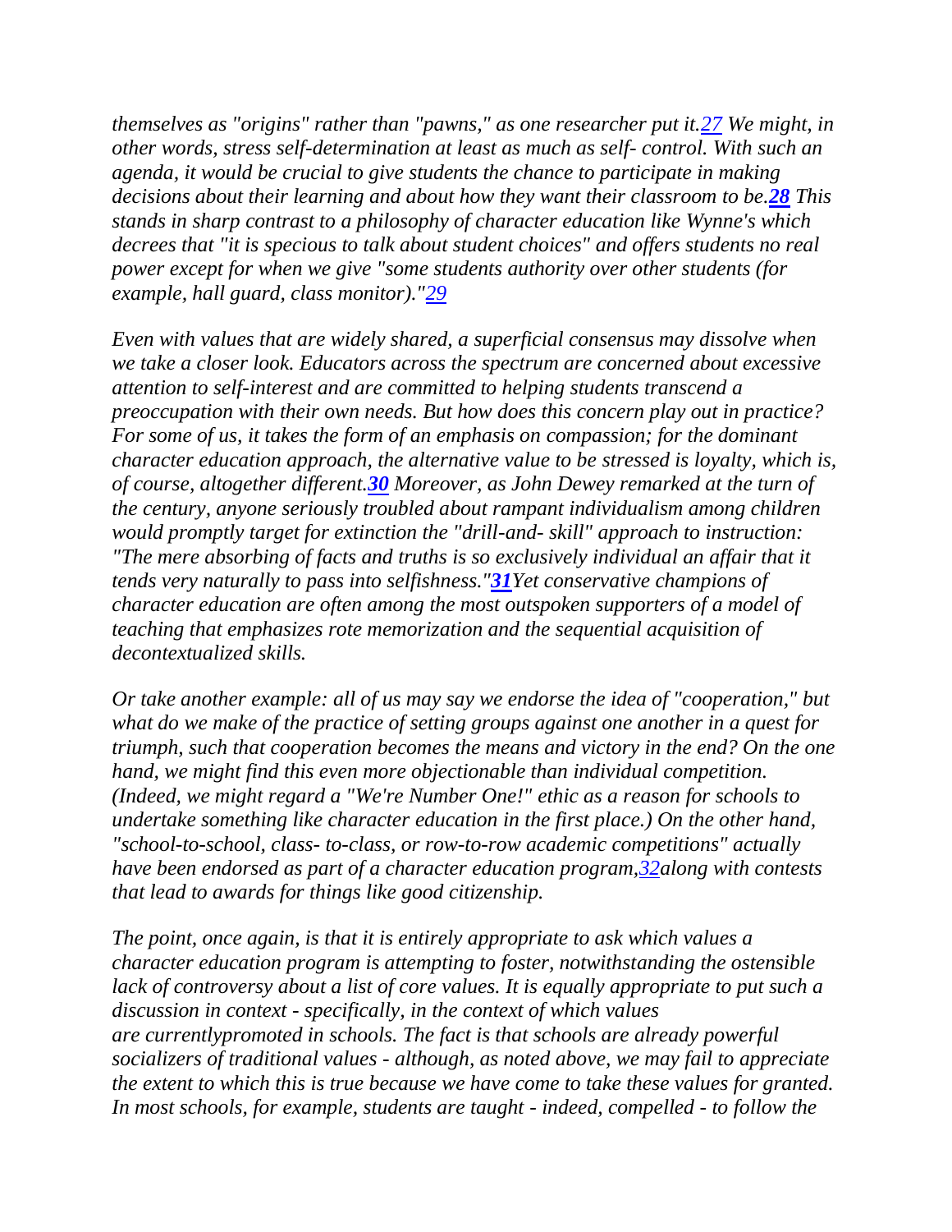*themselves as "origins" rather than "pawns," as one researcher put it.[27] We might, in other words, stress self-determination at least as much as self- control. With such an agenda, it would be crucial to give students the chance to participate in making decisions about their learning and about how they want their classroom to be.[28] This stands in sharp contrast to a philosophy of character education like Wynne's which decrees that "it is specious to talk about student choices" and offers students no real power except for when we give "some students authority over other students (for example, hall guard, class monitor)."[29]*

*Even with values that are widely shared, a superficial consensus may dissolve when we take a closer look. Educators across the spectrum are concerned about excessive attention to self-interest and are committed to helping students transcend a preoccupation with their own needs. But how does this concern play out in practice? For some of us, it takes the form of an emphasis on compassion; for the dominant character education approach, the alternative value to be stressed is loyalty, which is, of course, altogether different.[30] Moreover, as John Dewey remarked at the turn of the century, anyone seriously troubled about rampant individualism among children would promptly target for extinction the "drill-and- skill" approach to instruction: "The mere absorbing of facts and truths is so exclusively individual an affair that it tends very naturally to pass into selfishness."[31]Yet conservative champions of character education are often among the most outspoken supporters of a model of teaching that emphasizes rote memorization and the sequential acquisition of decontextualized skills.*

*Or take another example: all of us may say we endorse the idea of "cooperation," but what do we make of the practice of setting groups against one another in a quest for triumph, such that cooperation becomes the means and victory in the end? On the one hand, we might find this even more objectionable than individual competition. (Indeed, we might regard a "We're Number One!" ethic as a reason for schools to undertake something like character education in the first place.) On the other hand, "school-to-school, class- to-class, or row-to-row academic competitions" actually have been endorsed as part of a character education program,[32]along with contests that lead to awards for things like good citizenship.*

*The point, once again, is that it is entirely appropriate to ask which values a character education program is attempting to foster, notwithstanding the ostensible lack of controversy about a list of core values. It is equally appropriate to put such a discussion in context - specifically, in the context of which values are currentlypromoted in schools. The fact is that schools are already powerful socializers of traditional values - although, as noted above, we may fail to appreciate the extent to which this is true because we have come to take these values for granted. In most schools, for example, students are taught - indeed, compelled - to follow the*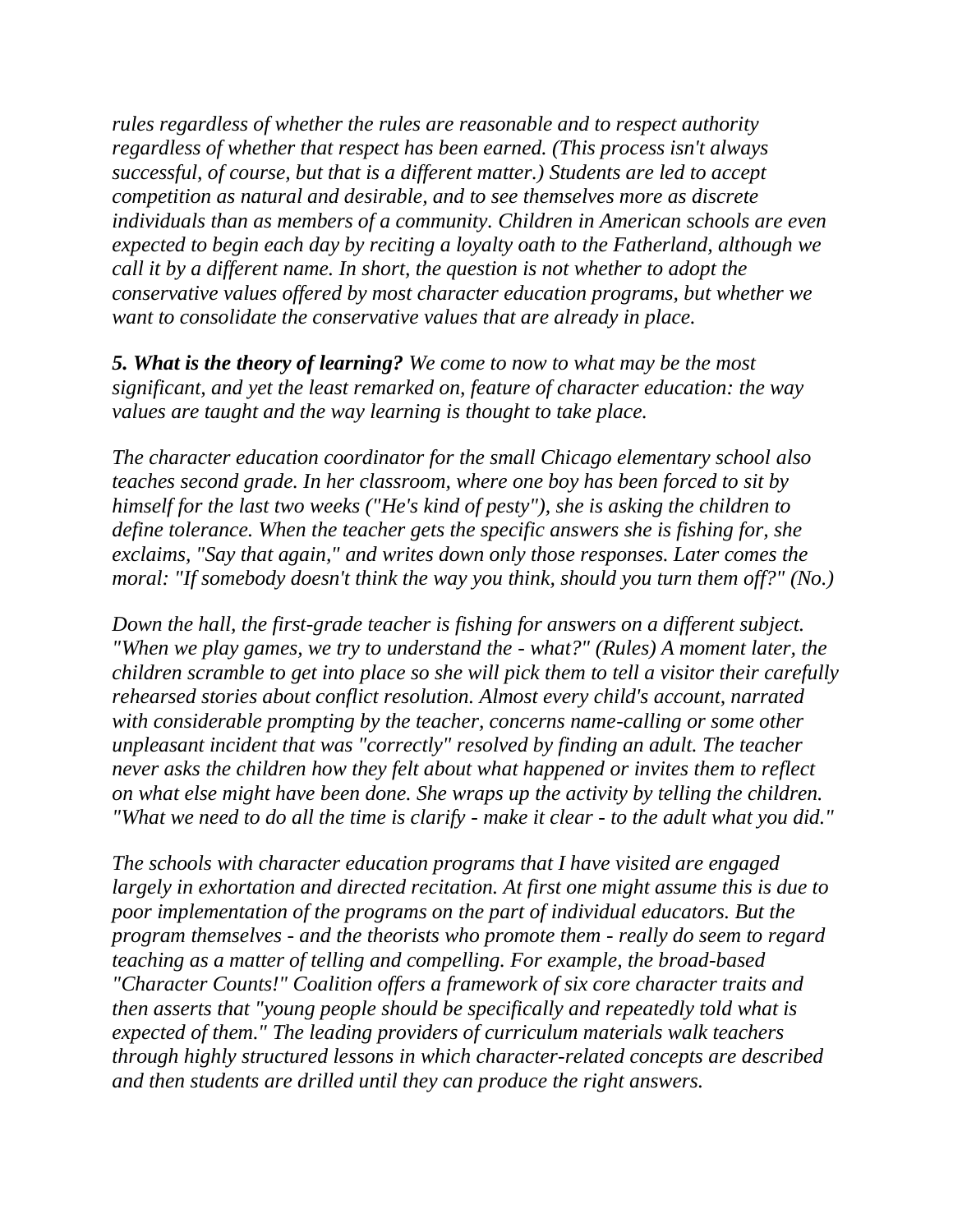*rules regardless of whether the rules are reasonable and to respect authority regardless of whether that respect has been earned. (This process isn't always successful, of course, but that is a different matter.) Students are led to accept competition as natural and desirable, and to see themselves more as discrete individuals than as members of a community. Children in American schools are even expected to begin each day by reciting a loyalty oath to the Fatherland, although we call it by a different name. In short, the question is not whether to adopt the conservative values offered by most character education programs, but whether we want to consolidate the conservative values that are already in place.*

***5. What is the theory of learning?*** *We come to now to what may be the most significant, and yet the least remarked on, feature of character education: the way values are taught and the way learning is thought to take place.*

*The character education coordinator for the small Chicago elementary school also teaches second grade. In her classroom, where one boy has been forced to sit by himself for the last two weeks ("He's kind of pesty"), she is asking the children to define tolerance. When the teacher gets the specific answers she is fishing for, she exclaims, "Say that again," and writes down only those responses. Later comes the moral: "If somebody doesn't think the way you think, should you turn them off?" (No.)*

*Down the hall, the first-grade teacher is fishing for answers on a different subject. "When we play games, we try to understand the - what?" (Rules) A moment later, the children scramble to get into place so she will pick them to tell a visitor their carefully rehearsed stories about conflict resolution. Almost every child's account, narrated with considerable prompting by the teacher, concerns name-calling or some other unpleasant incident that was "correctly" resolved by finding an adult. The teacher never asks the children how they felt about what happened or invites them to reflect on what else might have been done. She wraps up the activity by telling the children. "What we need to do all the time is clarify - make it clear - to the adult what you did."*

*The schools with character education programs that I have visited are engaged largely in exhortation and directed recitation. At first one might assume this is due to poor implementation of the programs on the part of individual educators. But the program themselves - and the theorists who promote them - really do seem to regard teaching as a matter of telling and compelling. For example, the broad-based "Character Counts!" Coalition offers a framework of six core character traits and then asserts that "young people should be specifically and repeatedly told what is expected of them." The leading providers of curriculum materials walk teachers through highly structured lessons in which character-related concepts are described and then students are drilled until they can produce the right answers.*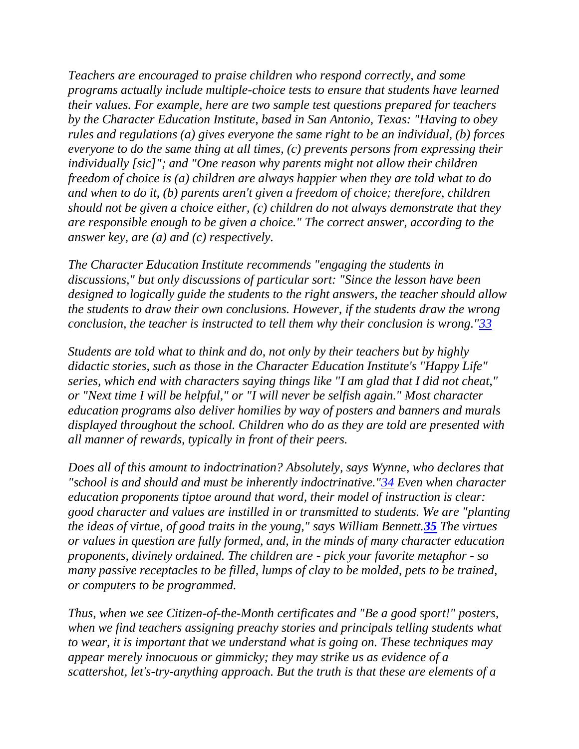*Teachers are encouraged to praise children who respond correctly, and some programs actually include multiple-choice tests to ensure that students have learned their values. For example, here are two sample test questions prepared for teachers by the Character Education Institute, based in San Antonio, Texas: "Having to obey rules and regulations (a) gives everyone the same right to be an individual, (b) forces everyone to do the same thing at all times, (c) prevents persons from expressing their individually [sic]"; and "One reason why parents might not allow their children freedom of choice is (a) children are always happier when they are told what to do and when to do it, (b) parents aren't given a freedom of choice; therefore, children should not be given a choice either, (c) children do not always demonstrate that they are responsible enough to be given a choice." The correct answer, according to the answer key, are (a) and (c) respectively.*

*The Character Education Institute recommends "engaging the students in discussions," but only discussions of particular sort: "Since the lesson have been designed to logically guide the students to the right answers, the teacher should allow the students to draw their own conclusions. However, if the students draw the wrong conclusion, the teacher is instructed to tell them why their conclusion is wrong."[33]*

*Students are told what to think and do, not only by their teachers but by highly didactic stories, such as those in the Character Education Institute's "Happy Life" series, which end with characters saying things like "I am glad that I did not cheat," or "Next time I will be helpful," or "I will never be selfish again." Most character education programs also deliver homilies by way of posters and banners and murals displayed throughout the school. Children who do as they are told are presented with all manner of rewards, typically in front of their peers.*

*Does all of this amount to indoctrination? Absolutely, says Wynne, who declares that "school is and should and must be inherently indoctrinative."[34] Even when character education proponents tiptoe around that word, their model of instruction is clear: good character and values are instilled in or transmitted to students. We are "planting the ideas of virtue, of good traits in the young," says William Bennett.[35] The virtues or values in question are fully formed, and, in the minds of many character education proponents, divinely ordained. The children are - pick your favorite metaphor - so many passive receptacles to be filled, lumps of clay to be molded, pets to be trained, or computers to be programmed.*

*Thus, when we see Citizen-of-the-Month certificates and "Be a good sport!" posters, when we find teachers assigning preachy stories and principals telling students what to wear, it is important that we understand what is going on. These techniques may appear merely innocuous or gimmicky; they may strike us as evidence of a scattershot, let's-try-anything approach. But the truth is that these are elements of a*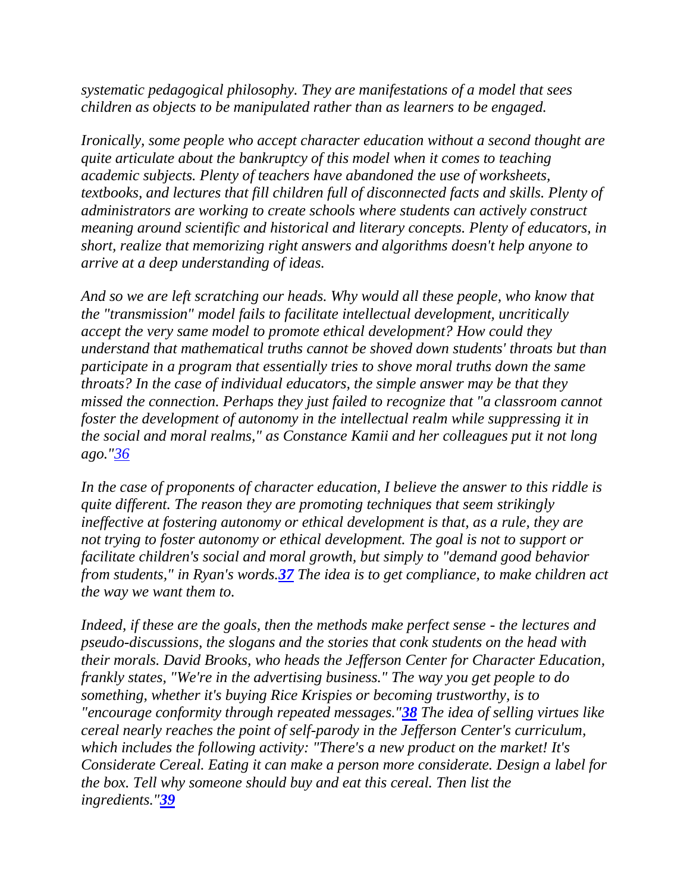*systematic pedagogical philosophy. They are manifestations of a model that sees children as objects to be manipulated rather than as learners to be engaged.*

*Ironically, some people who accept character education without a second thought are quite articulate about the bankruptcy of this model when it comes to teaching academic subjects. Plenty of teachers have abandoned the use of worksheets, textbooks, and lectures that fill children full of disconnected facts and skills. Plenty of administrators are working to create schools where students can actively construct meaning around scientific and historical and literary concepts. Plenty of educators, in short, realize that memorizing right answers and algorithms doesn't help anyone to arrive at a deep understanding of ideas.*

*And so we are left scratching our heads. Why would all these people, who know that the "transmission" model fails to facilitate intellectual development, uncritically accept the very same model to promote ethical development? How could they understand that mathematical truths cannot be shoved down students' throats but than participate in a program that essentially tries to shove moral truths down the same throats? In the case of individual educators, the simple answer may be that they missed the connection. Perhaps they just failed to recognize that "a classroom cannot foster the development of autonomy in the intellectual realm while suppressing it in the social and moral realms," as Constance Kamii and her colleagues put it not long ago."[36]*

*In the case of proponents of character education, I believe the answer to this riddle is quite different. The reason they are promoting techniques that seem strikingly ineffective at fostering autonomy or ethical development is that, as a rule, they are not trying to foster autonomy or ethical development. The goal is not to support or facilitate children's social and moral growth, but simply to "demand good behavior from students," in Ryan's words.[37] The idea is to get compliance, to make children act the way we want them to.*

*Indeed, if these are the goals, then the methods make perfect sense - the lectures and pseudo-discussions, the slogans and the stories that conk students on the head with their morals. David Brooks, who heads the Jefferson Center for Character Education, frankly states, "We're in the advertising business." The way you get people to do something, whether it's buying Rice Krispies or becoming trustworthy, is to "encourage conformity through repeated messages."[38] The idea of selling virtues like cereal nearly reaches the point of self-parody in the Jefferson Center's curriculum, which includes the following activity: "There's a new product on the market! It's Considerate Cereal. Eating it can make a person more considerate. Design a label for the box. Tell why someone should buy and eat this cereal. Then list the ingredients."[39]*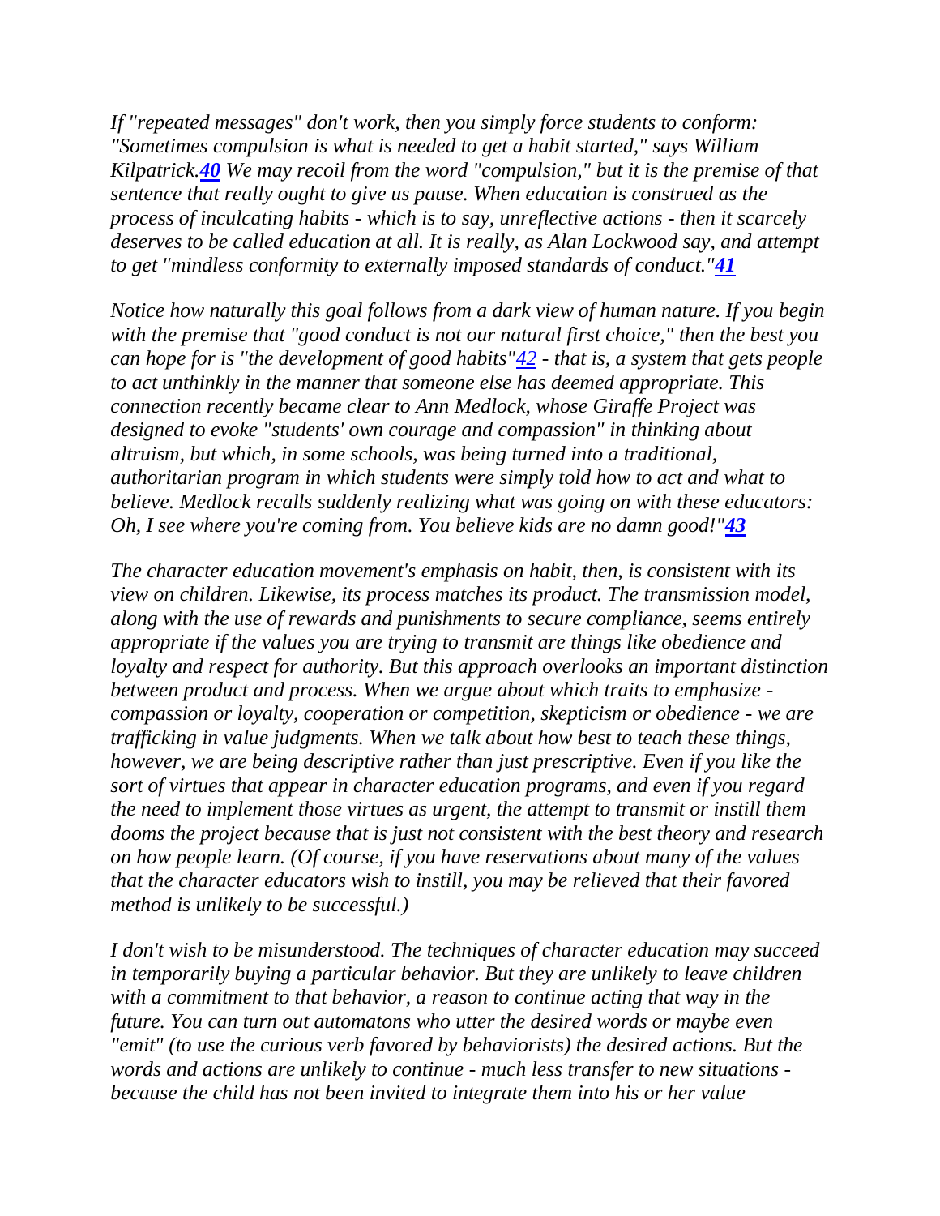*If "repeated messages" don't work, then you simply force students to conform: "Sometimes compulsion is what is needed to get a habit started," says William Kilpatrick.*[**40**] *We may recoil from the word "compulsion," but it is the premise of that sentence that really ought to give us pause. When education is construed as the process of inculcating habits - which is to say, unreflective actions - then it scarcely deserves to be called education at all. It is really, as Alan Lockwood say, and attempt to get "mindless conformity to externally imposed standards of conduct."*[**41**]

*Notice how naturally this goal follows from a dark view of human nature. If you begin with the premise that "good conduct is not our natural first choice," then the best you can hope for is "the development of good habits"*[42] *- that is, a system that gets people to act unthinkly in the manner that someone else has deemed appropriate. This connection recently became clear to Ann Medlock, whose Giraffe Project was designed to evoke "students' own courage and compassion" in thinking about altruism, but which, in some schools, was being turned into a traditional, authoritarian program in which students were simply told how to act and what to believe. Medlock recalls suddenly realizing what was going on with these educators: Oh, I see where you're coming from. You believe kids are no damn good!"*[**43**]

*The character education movement's emphasis on habit, then, is consistent with its view on children. Likewise, its process matches its product. The transmission model, along with the use of rewards and punishments to secure compliance, seems entirely appropriate if the values you are trying to transmit are things like obedience and loyalty and respect for authority. But this approach overlooks an important distinction between product and process. When we argue about which traits to emphasize - compassion or loyalty, cooperation or competition, skepticism or obedience - we are trafficking in value judgments. When we talk about how best to teach these things, however, we are being descriptive rather than just prescriptive. Even if you like the sort of virtues that appear in character education programs, and even if you regard the need to implement those virtues as urgent, the attempt to transmit or instill them dooms the project because that is just not consistent with the best theory and research on how people learn. (Of course, if you have reservations about many of the values that the character educators wish to instill, you may be relieved that their favored method is unlikely to be successful.)*

*I don't wish to be misunderstood. The techniques of character education may succeed in temporarily buying a particular behavior. But they are unlikely to leave children with a commitment to that behavior, a reason to continue acting that way in the future. You can turn out automatons who utter the desired words or maybe even "emit" (to use the curious verb favored by behaviorists) the desired actions. But the words and actions are unlikely to continue - much less transfer to new situations - because the child has not been invited to integrate them into his or her value*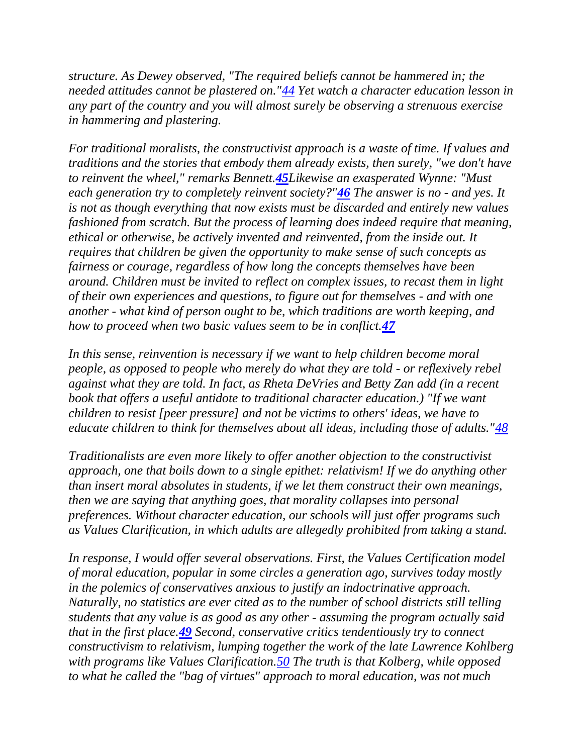*structure. As Dewey observed, "The required beliefs cannot be hammered in; the needed attitudes cannot be plastered on."[44] Yet watch a character education lesson in any part of the country and you will almost surely be observing a strenuous exercise in hammering and plastering.*

*For traditional moralists, the constructivist approach is a waste of time. If values and traditions and the stories that embody them already exists, then surely, "we don't have to reinvent the wheel," remarks Bennett.[45]Likewise an exasperated Wynne: "Must each generation try to completely reinvent society?"[46] The answer is no - and yes. It is not as though everything that now exists must be discarded and entirely new values fashioned from scratch. But the process of learning does indeed require that meaning, ethical or otherwise, be actively invented and reinvented, from the inside out. It requires that children be given the opportunity to make sense of such concepts as fairness or courage, regardless of how long the concepts themselves have been around. Children must be invited to reflect on complex issues, to recast them in light of their own experiences and questions, to figure out for themselves - and with one another - what kind of person ought to be, which traditions are worth keeping, and how to proceed when two basic values seem to be in conflict.[47]*

*In this sense, reinvention is necessary if we want to help children become moral people, as opposed to people who merely do what they are told - or reflexively rebel against what they are told. In fact, as Rheta DeVries and Betty Zan add (in a recent book that offers a useful antidote to traditional character education.) "If we want children to resist [peer pressure] and not be victims to others' ideas, we have to educate children to think for themselves about all ideas, including those of adults."[48]*

*Traditionalists are even more likely to offer another objection to the constructivist approach, one that boils down to a single epithet: relativism! If we do anything other than insert moral absolutes in students, if we let them construct their own meanings, then we are saying that anything goes, that morality collapses into personal preferences. Without character education, our schools will just offer programs such as Values Clarification, in which adults are allegedly prohibited from taking a stand.*

*In response, I would offer several observations. First, the Values Certification model of moral education, popular in some circles a generation ago, survives today mostly in the polemics of conservatives anxious to justify an indoctrinative approach. Naturally, no statistics are ever cited as to the number of school districts still telling students that any value is as good as any other - assuming the program actually said that in the first place.[49] Second, conservative critics tendentiously try to connect constructivism to relativism, lumping together the work of the late Lawrence Kohlberg with programs like Values Clarification.[50] The truth is that Kolberg, while opposed to what he called the "bag of virtues" approach to moral education, was not much*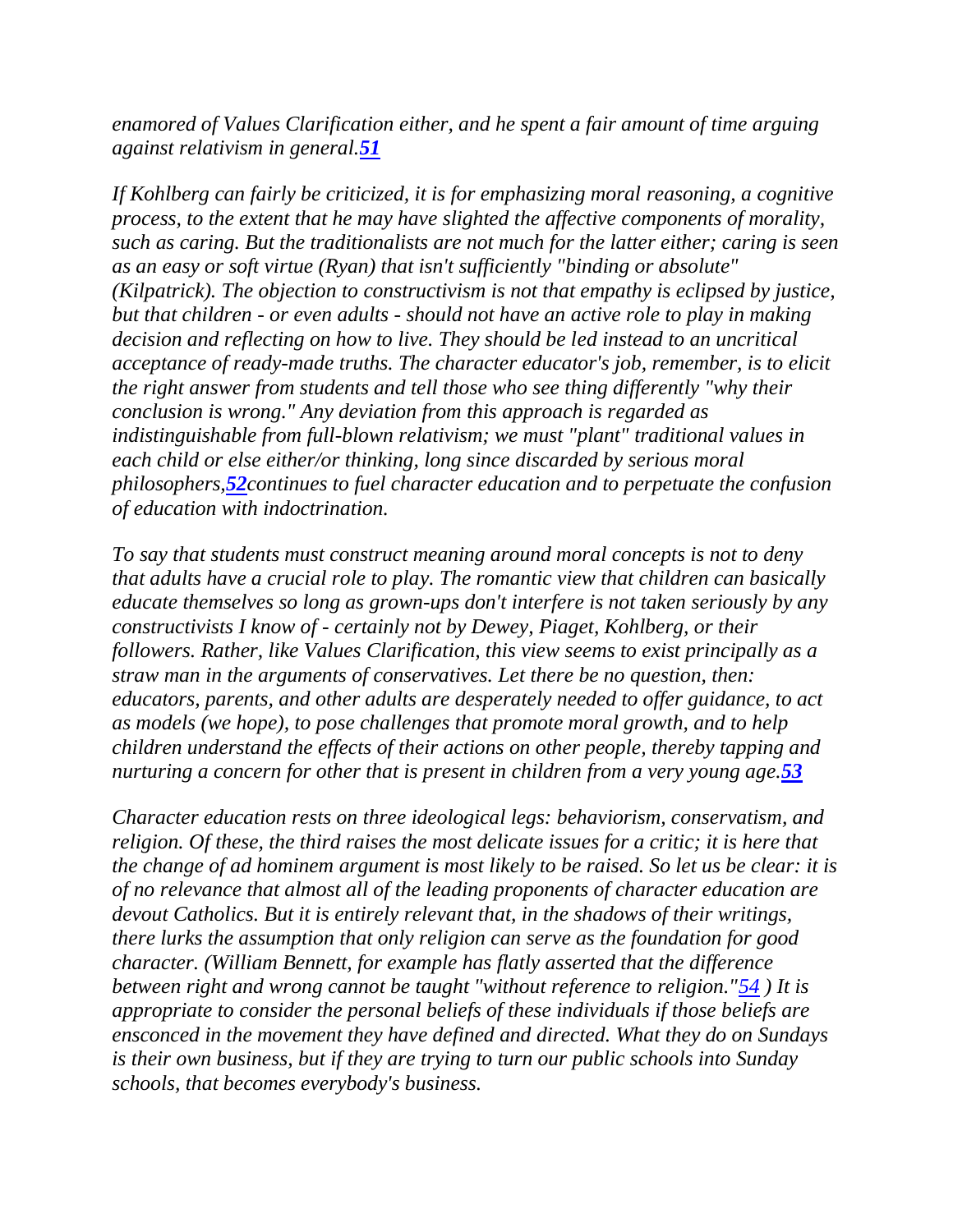*enamored of Values Clarification either, and he spent a fair amount of time arguing against relativism in general.*[51]

*If Kohlberg can fairly be criticized, it is for emphasizing moral reasoning, a cognitive process, to the extent that he may have slighted the affective components of morality, such as caring. But the traditionalists are not much for the latter either; caring is seen as an easy or soft virtue (Ryan) that isn't sufficiently "binding or absolute" (Kilpatrick). The objection to constructivism is not that empathy is eclipsed by justice, but that children - or even adults - should not have an active role to play in making decision and reflecting on how to live. They should be led instead to an uncritical acceptance of ready-made truths. The character educator's job, remember, is to elicit the right answer from students and tell those who see thing differently "why their conclusion is wrong." Any deviation from this approach is regarded as indistinguishable from full-blown relativism; we must "plant" traditional values in each child or else either/or thinking, long since discarded by serious moral philosophers,*[52]*continues to fuel character education and to perpetuate the confusion of education with indoctrination.*

*To say that students must construct meaning around moral concepts is not to deny that adults have a crucial role to play. The romantic view that children can basically educate themselves so long as grown-ups don't interfere is not taken seriously by any constructivists I know of - certainly not by Dewey, Piaget, Kohlberg, or their followers. Rather, like Values Clarification, this view seems to exist principally as a straw man in the arguments of conservatives. Let there be no question, then: educators, parents, and other adults are desperately needed to offer guidance, to act as models (we hope), to pose challenges that promote moral growth, and to help children understand the effects of their actions on other people, thereby tapping and nurturing a concern for other that is present in children from a very young age.*[53]

*Character education rests on three ideological legs: behaviorism, conservatism, and religion. Of these, the third raises the most delicate issues for a critic; it is here that the change of ad hominem argument is most likely to be raised. So let us be clear: it is of no relevance that almost all of the leading proponents of character education are devout Catholics. But it is entirely relevant that, in the shadows of their writings, there lurks the assumption that only religion can serve as the foundation for good character. (William Bennett, for example has flatly asserted that the difference between right and wrong cannot be taught "without reference to religion."*[54] *) It is appropriate to consider the personal beliefs of these individuals if those beliefs are ensconced in the movement they have defined and directed. What they do on Sundays is their own business, but if they are trying to turn our public schools into Sunday schools, that becomes everybody's business.*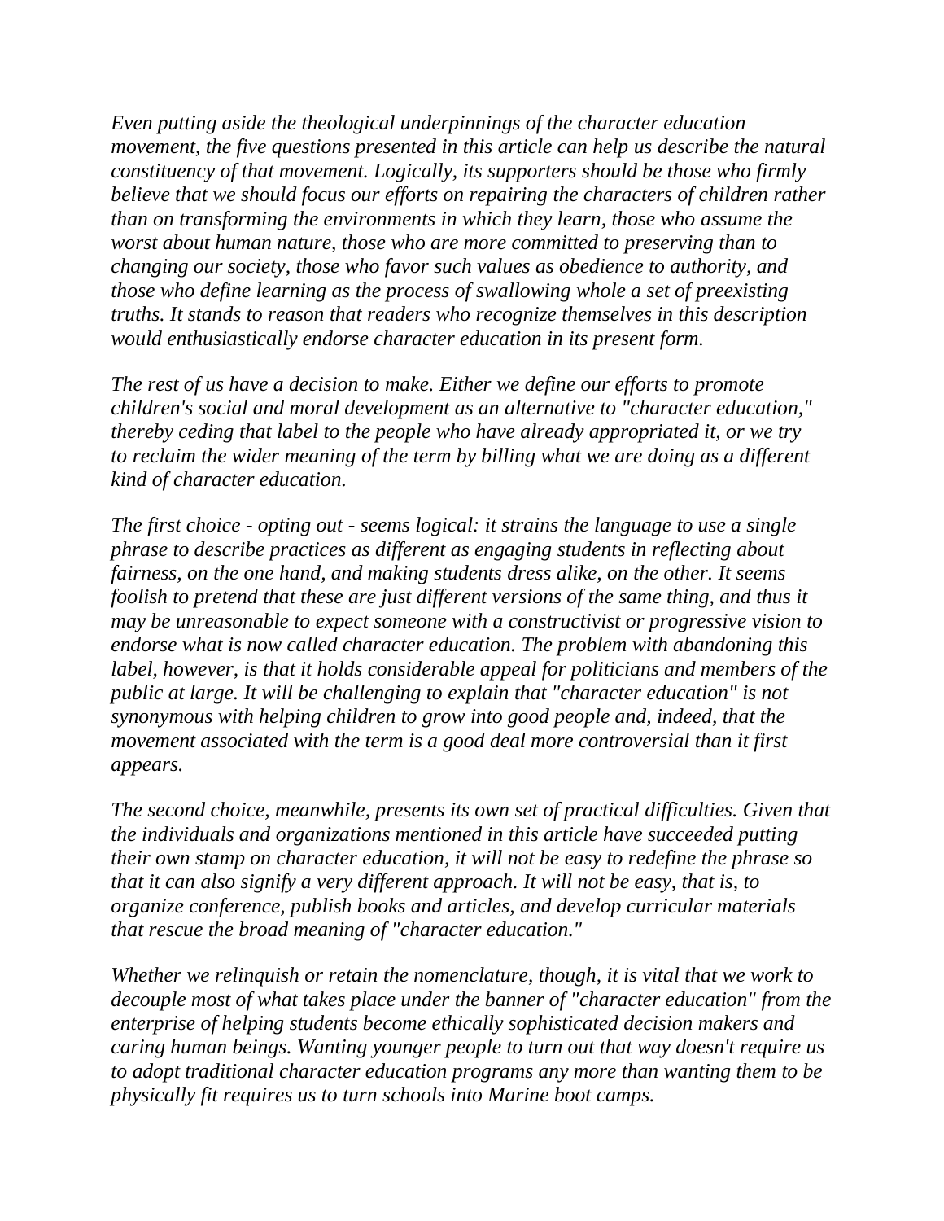*Even putting aside the theological underpinnings of the character education movement, the five questions presented in this article can help us describe the natural constituency of that movement. Logically, its supporters should be those who firmly believe that we should focus our efforts on repairing the characters of children rather than on transforming the environments in which they learn, those who assume the worst about human nature, those who are more committed to preserving than to changing our society, those who favor such values as obedience to authority, and those who define learning as the process of swallowing whole a set of preexisting truths. It stands to reason that readers who recognize themselves in this description would enthusiastically endorse character education in its present form.*

*The rest of us have a decision to make. Either we define our efforts to promote children's social and moral development as an alternative to "character education," thereby ceding that label to the people who have already appropriated it, or we try to reclaim the wider meaning of the term by billing what we are doing as a different kind of character education.*

*The first choice - opting out - seems logical: it strains the language to use a single phrase to describe practices as different as engaging students in reflecting about fairness, on the one hand, and making students dress alike, on the other. It seems foolish to pretend that these are just different versions of the same thing, and thus it may be unreasonable to expect someone with a constructivist or progressive vision to endorse what is now called character education. The problem with abandoning this label, however, is that it holds considerable appeal for politicians and members of the public at large. It will be challenging to explain that "character education" is not synonymous with helping children to grow into good people and, indeed, that the movement associated with the term is a good deal more controversial than it first appears.*

*The second choice, meanwhile, presents its own set of practical difficulties. Given that the individuals and organizations mentioned in this article have succeeded putting their own stamp on character education, it will not be easy to redefine the phrase so that it can also signify a very different approach. It will not be easy, that is, to organize conference, publish books and articles, and develop curricular materials that rescue the broad meaning of "character education."*

*Whether we relinquish or retain the nomenclature, though, it is vital that we work to decouple most of what takes place under the banner of "character education" from the enterprise of helping students become ethically sophisticated decision makers and caring human beings. Wanting younger people to turn out that way doesn't require us to adopt traditional character education programs any more than wanting them to be physically fit requires us to turn schools into Marine boot camps.*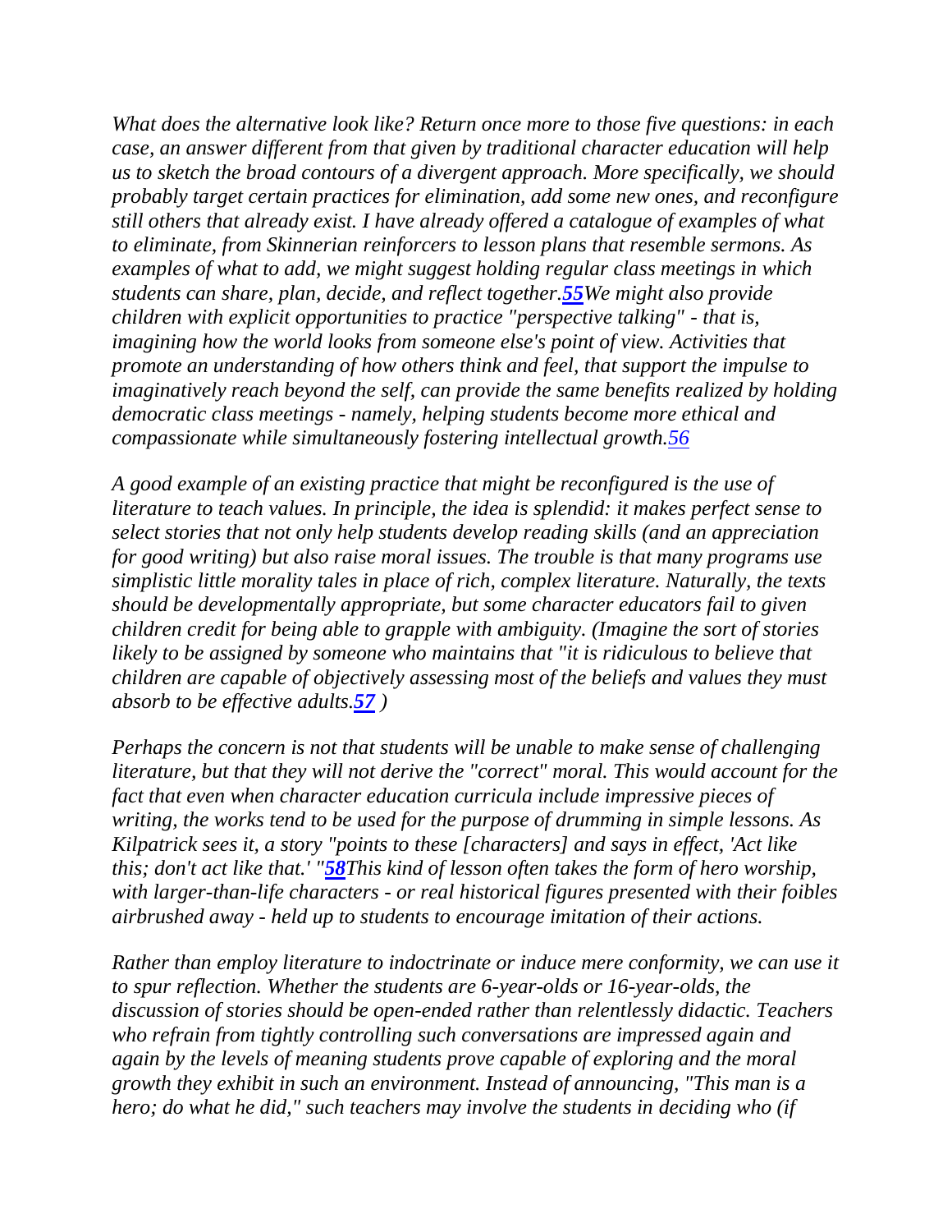*What does the alternative look like? Return once more to those five questions: in each case, an answer different from that given by traditional character education will help us to sketch the broad contours of a divergent approach. More specifically, we should probably target certain practices for elimination, add some new ones, and reconfigure still others that already exist. I have already offered a catalogue of examples of what to eliminate, from Skinnerian reinforcers to lesson plans that resemble sermons. As examples of what to add, we might suggest holding regular class meetings in which students can share, plan, decide, and reflect together.*[55] *We might also provide children with explicit opportunities to practice "perspective talking" - that is, imagining how the world looks from someone else's point of view. Activities that promote an understanding of how others think and feel, that support the impulse to imaginatively reach beyond the self, can provide the same benefits realized by holding democratic class meetings - namely, helping students become more ethical and compassionate while simultaneously fostering intellectual growth.*[56]

*A good example of an existing practice that might be reconfigured is the use of literature to teach values. In principle, the idea is splendid: it makes perfect sense to select stories that not only help students develop reading skills (and an appreciation for good writing) but also raise moral issues. The trouble is that many programs use simplistic little morality tales in place of rich, complex literature. Naturally, the texts should be developmentally appropriate, but some character educators fail to given children credit for being able to grapple with ambiguity. (Imagine the sort of stories likely to be assigned by someone who maintains that "it is ridiculous to believe that children are capable of objectively assessing most of the beliefs and values they must absorb to be effective adults.*[57] *)*

*Perhaps the concern is not that students will be unable to make sense of challenging literature, but that they will not derive the "correct" moral. This would account for the fact that even when character education curricula include impressive pieces of writing, the works tend to be used for the purpose of drumming in simple lessons. As Kilpatrick sees it, a story "points to these [characters] and says in effect, 'Act like this; don't act like that.' "*[58] *This kind of lesson often takes the form of hero worship, with larger-than-life characters - or real historical figures presented with their foibles airbrushed away - held up to students to encourage imitation of their actions.*

*Rather than employ literature to indoctrinate or induce mere conformity, we can use it to spur reflection. Whether the students are 6-year-olds or 16-year-olds, the discussion of stories should be open-ended rather than relentlessly didactic. Teachers who refrain from tightly controlling such conversations are impressed again and again by the levels of meaning students prove capable of exploring and the moral growth they exhibit in such an environment. Instead of announcing, "This man is a hero; do what he did," such teachers may involve the students in deciding who (if*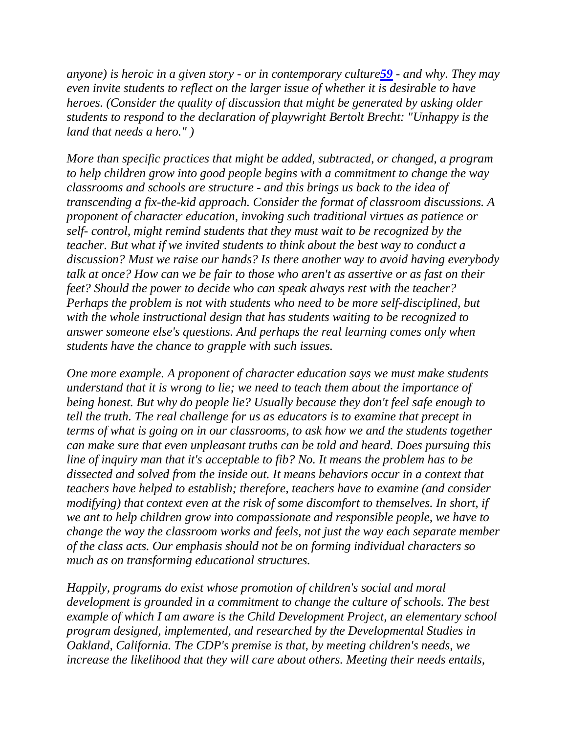*anyone) is heroic in a given story - or in contemporary culture[59] - and why. They may even invite students to reflect on the larger issue of whether it is desirable to have heroes. (Consider the quality of discussion that might be generated by asking older students to respond to the declaration of playwright Bertolt Brecht: "Unhappy is the land that needs a hero." )*

*More than specific practices that might be added, subtracted, or changed, a program to help children grow into good people begins with a commitment to change the way classrooms and schools are structure - and this brings us back to the idea of transcending a fix-the-kid approach. Consider the format of classroom discussions. A proponent of character education, invoking such traditional virtues as patience or self- control, might remind students that they must wait to be recognized by the teacher. But what if we invited students to think about the best way to conduct a discussion? Must we raise our hands? Is there another way to avoid having everybody talk at once? How can we be fair to those who aren't as assertive or as fast on their feet? Should the power to decide who can speak always rest with the teacher? Perhaps the problem is not with students who need to be more self-disciplined, but with the whole instructional design that has students waiting to be recognized to answer someone else's questions. And perhaps the real learning comes only when students have the chance to grapple with such issues.*

*One more example. A proponent of character education says we must make students understand that it is wrong to lie; we need to teach them about the importance of being honest. But why do people lie? Usually because they don't feel safe enough to tell the truth. The real challenge for us as educators is to examine that precept in terms of what is going on in our classrooms, to ask how we and the students together can make sure that even unpleasant truths can be told and heard. Does pursuing this line of inquiry man that it's acceptable to fib? No. It means the problem has to be dissected and solved from the inside out. It means behaviors occur in a context that teachers have helped to establish; therefore, teachers have to examine (and consider modifying) that context even at the risk of some discomfort to themselves. In short, if we ant to help children grow into compassionate and responsible people, we have to change the way the classroom works and feels, not just the way each separate member of the class acts. Our emphasis should not be on forming individual characters so much as on transforming educational structures.*

*Happily, programs do exist whose promotion of children's social and moral development is grounded in a commitment to change the culture of schools. The best example of which I am aware is the Child Development Project, an elementary school program designed, implemented, and researched by the Developmental Studies in Oakland, California. The CDP's premise is that, by meeting children's needs, we increase the likelihood that they will care about others. Meeting their needs entails,*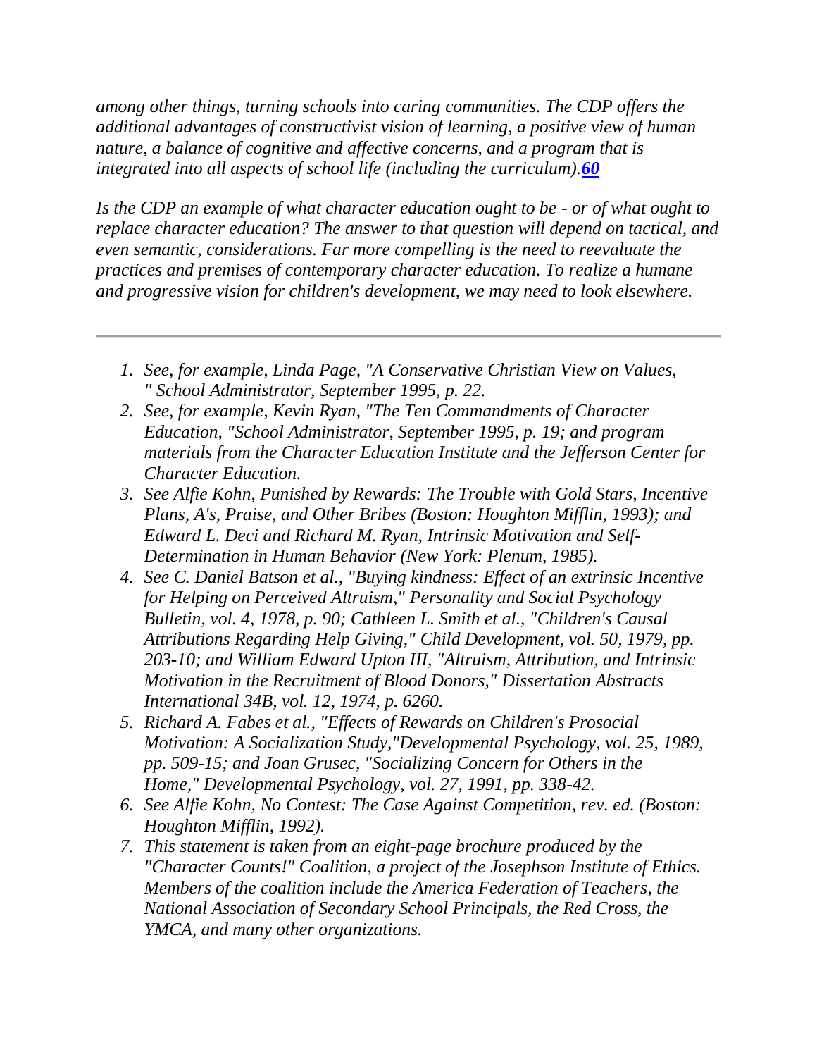*among other things, turning schools into caring communities. The CDP offers the additional advantages of constructivist vision of learning, a positive view of human nature, a balance of cognitive and affective concerns, and a program that is integrated into all aspects of school life (including the curriculum).[60]*

*Is the CDP an example of what character education ought to be - or of what ought to replace character education? The answer to that question will depend on tactical, and even semantic, considerations. Far more compelling is the need to reevaluate the practices and premises of contemporary character education. To realize a humane and progressive vision for children's development, we may need to look elsewhere.*

---

1. *See, for example, Linda Page, "A Conservative Christian View on Values, " School Administrator, September 1995, p. 22.*
2. *See, for example, Kevin Ryan, "The Ten Commandments of Character Education, "School Administrator, September 1995, p. 19; and program materials from the Character Education Institute and the Jefferson Center for Character Education.*
3. *See Alfie Kohn, Punished by Rewards: The Trouble with Gold Stars, Incentive Plans, A's, Praise, and Other Bribes (Boston: Houghton Mifflin, 1993); and Edward L. Deci and Richard M. Ryan, Intrinsic Motivation and Self-Determination in Human Behavior (New York: Plenum, 1985).*
4. *See C. Daniel Batson et al., "Buying kindness: Effect of an extrinsic Incentive for Helping on Perceived Altruism," Personality and Social Psychology Bulletin, vol. 4, 1978, p. 90; Cathleen L. Smith et al., "Children's Causal Attributions Regarding Help Giving," Child Development, vol. 50, 1979, pp. 203-10; and William Edward Upton III, "Altruism, Attribution, and Intrinsic Motivation in the Recruitment of Blood Donors," Dissertation Abstracts International 34B, vol. 12, 1974, p. 6260.*
5. *Richard A. Fabes et al., "Effects of Rewards on Children's Prosocial Motivation: A Socialization Study,"Developmental Psychology, vol. 25, 1989, pp. 509-15; and Joan Grusec, "Socializing Concern for Others in the Home," Developmental Psychology, vol. 27, 1991, pp. 338-42.*
6. *See Alfie Kohn, No Contest: The Case Against Competition, rev. ed. (Boston: Houghton Mifflin, 1992).*
7. *This statement is taken from an eight-page brochure produced by the "Character Counts!" Coalition, a project of the Josephson Institute of Ethics. Members of the coalition include the America Federation of Teachers, the National Association of Secondary School Principals, the Red Cross, the YMCA, and many other organizations.*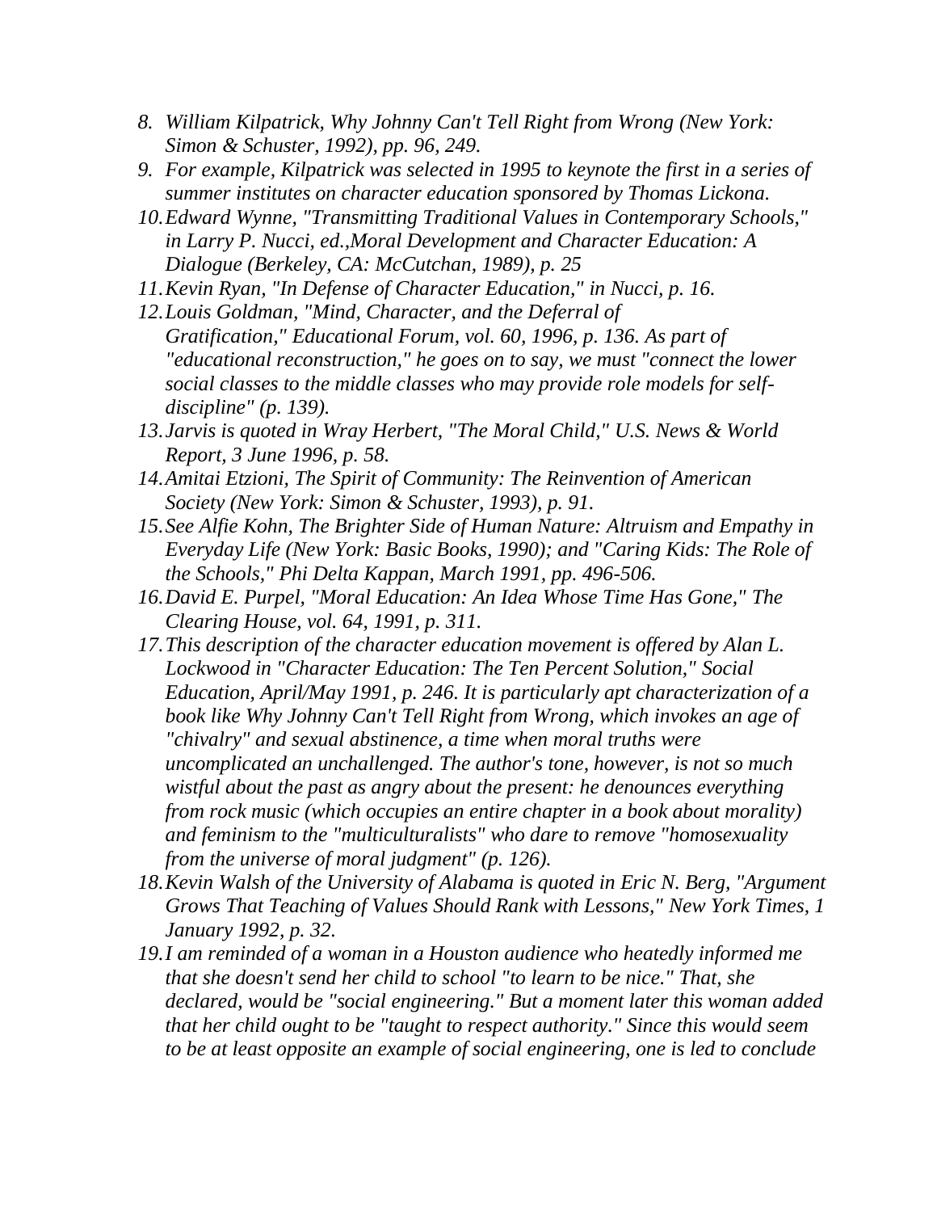8. *William Kilpatrick, Why Johnny Can't Tell Right from Wrong (New York: Simon & Schuster, 1992), pp. 96, 249.*
9. *For example, Kilpatrick was selected in 1995 to keynote the first in a series of summer institutes on character education sponsored by Thomas Lickona.*
10. *Edward Wynne, "Transmitting Traditional Values in Contemporary Schools," in Larry P. Nucci, ed.,Moral Development and Character Education: A Dialogue (Berkeley, CA: McCutchan, 1989), p. 25*
11. *Kevin Ryan, "In Defense of Character Education," in Nucci, p. 16.*
12. *Louis Goldman, "Mind, Character, and the Deferral of Gratification," Educational Forum, vol. 60, 1996, p. 136. As part of "educational reconstruction," he goes on to say, we must "connect the lower social classes to the middle classes who may provide role models for self-discipline" (p. 139).*
13. *Jarvis is quoted in Wray Herbert, "The Moral Child," U.S. News & World Report, 3 June 1996, p. 58.*
14. *Amitai Etzioni, The Spirit of Community: The Reinvention of American Society (New York: Simon & Schuster, 1993), p. 91.*
15. *See Alfie Kohn, The Brighter Side of Human Nature: Altruism and Empathy in Everyday Life (New York: Basic Books, 1990); and "Caring Kids: The Role of the Schools," Phi Delta Kappan, March 1991, pp. 496-506.*
16. *David E. Purpel, "Moral Education: An Idea Whose Time Has Gone," The Clearing House, vol. 64, 1991, p. 311.*
17. *This description of the character education movement is offered by Alan L. Lockwood in "Character Education: The Ten Percent Solution," Social Education, April/May 1991, p. 246. It is particularly apt characterization of a book like Why Johnny Can't Tell Right from Wrong, which invokes an age of "chivalry" and sexual abstinence, a time when moral truths were uncomplicated an unchallenged. The author's tone, however, is not so much wistful about the past as angry about the present: he denounces everything from rock music (which occupies an entire chapter in a book about morality) and feminism to the "multiculturalists" who dare to remove "homosexuality from the universe of moral judgment" (p. 126).*
18. *Kevin Walsh of the University of Alabama is quoted in Eric N. Berg, "Argument Grows That Teaching of Values Should Rank with Lessons," New York Times, 1 January 1992, p. 32.*
19. *I am reminded of a woman in a Houston audience who heatedly informed me that she doesn't send her child to school "to learn to be nice." That, she declared, would be "social engineering." But a moment later this woman added that her child ought to be "taught to respect authority." Since this would seem to be at least opposite an example of social engineering, one is led to conclude*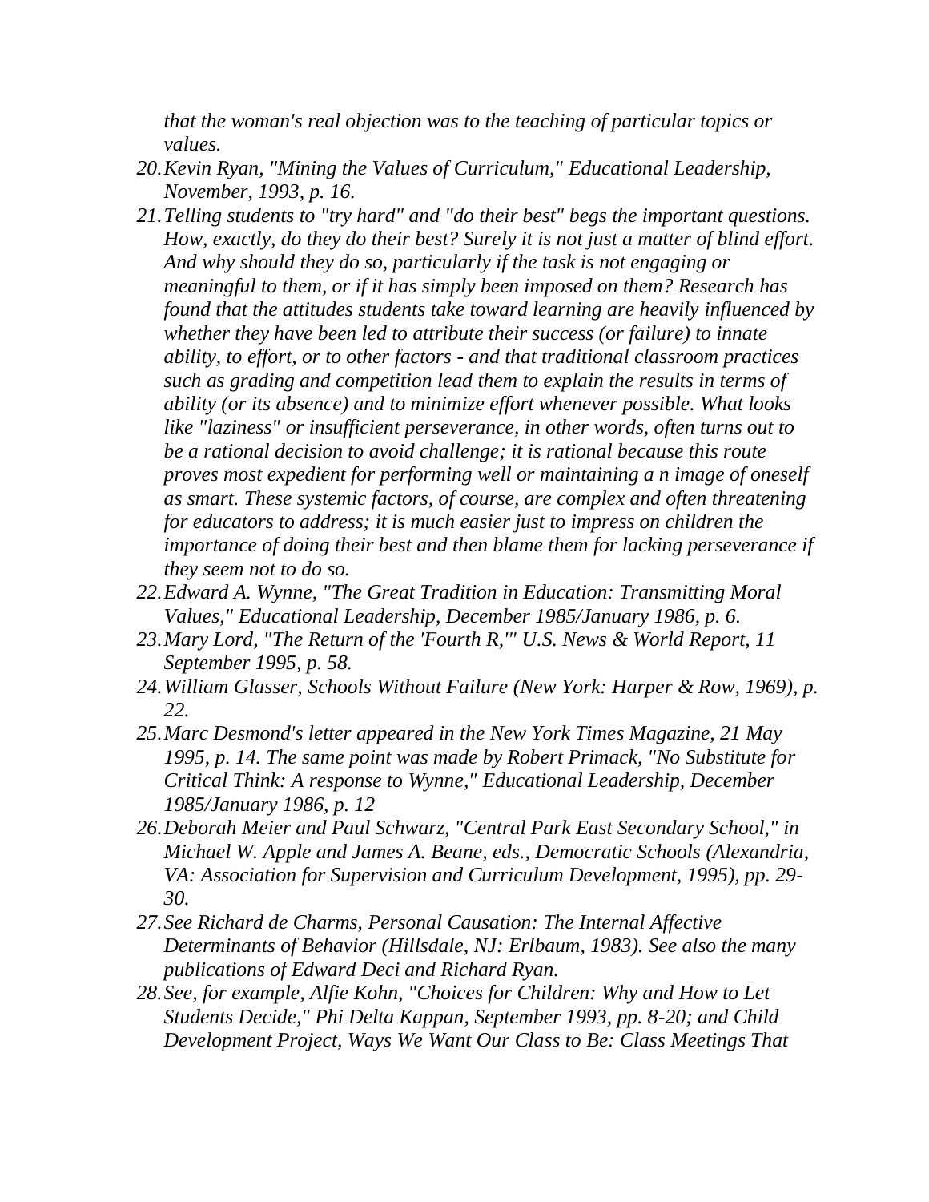*that the woman's real objection was to the teaching of particular topics or values.*

20. *Kevin Ryan, "Mining the Values of Curriculum," Educational Leadership, November, 1993, p. 16.*
21. *Telling students to "try hard" and "do their best" begs the important questions. How, exactly, do they do their best? Surely it is not just a matter of blind effort. And why should they do so, particularly if the task is not engaging or meaningful to them, or if it has simply been imposed on them? Research has found that the attitudes students take toward learning are heavily influenced by whether they have been led to attribute their success (or failure) to innate ability, to effort, or to other factors - and that traditional classroom practices such as grading and competition lead them to explain the results in terms of ability (or its absence) and to minimize effort whenever possible. What looks like "laziness" or insufficient perseverance, in other words, often turns out to be a rational decision to avoid challenge; it is rational because this route proves most expedient for performing well or maintaining a n image of oneself as smart. These systemic factors, of course, are complex and often threatening for educators to address; it is much easier just to impress on children the importance of doing their best and then blame them for lacking perseverance if they seem not to do so.*
22. *Edward A. Wynne, "The Great Tradition in Education: Transmitting Moral Values," Educational Leadership, December 1985/January 1986, p. 6.*
23. *Mary Lord, "The Return of the 'Fourth R,'" U.S. News & World Report, 11 September 1995, p. 58.*
24. *William Glasser, Schools Without Failure (New York: Harper & Row, 1969), p. 22.*
25. *Marc Desmond's letter appeared in the New York Times Magazine, 21 May 1995, p. 14. The same point was made by Robert Primack, "No Substitute for Critical Think: A response to Wynne," Educational Leadership, December 1985/January 1986, p. 12*
26. *Deborah Meier and Paul Schwarz, "Central Park East Secondary School," in Michael W. Apple and James A. Beane, eds., Democratic Schools (Alexandria, VA: Association for Supervision and Curriculum Development, 1995), pp. 29-30.*
27. *See Richard de Charms, Personal Causation: The Internal Affective Determinants of Behavior (Hillsdale, NJ: Erlbaum, 1983). See also the many publications of Edward Deci and Richard Ryan.*
28. *See, for example, Alfie Kohn, "Choices for Children: Why and How to Let Students Decide," Phi Delta Kappan, September 1993, pp. 8-20; and Child Development Project, Ways We Want Our Class to Be: Class Meetings That*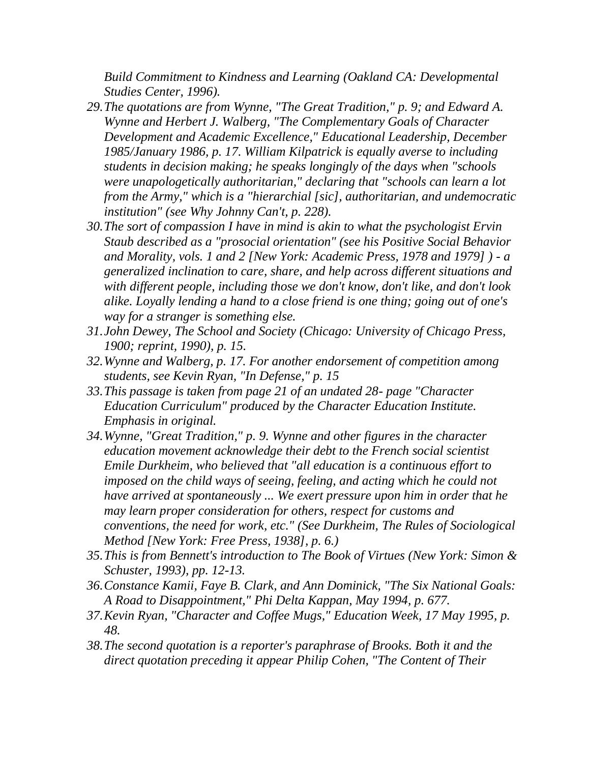*Build Commitment to Kindness and Learning (Oakland CA: Developmental Studies Center, 1996).*

29. *The quotations are from Wynne, "The Great Tradition," p. 9; and Edward A. Wynne and Herbert J. Walberg, "The Complementary Goals of Character Development and Academic Excellence," Educational Leadership, December 1985/January 1986, p. 17. William Kilpatrick is equally averse to including students in decision making; he speaks longingly of the days when "schools were unapologetically authoritarian," declaring that "schools can learn a lot from the Army," which is a "hierarchial [sic], authoritarian, and undemocratic institution" (see Why Johnny Can't, p. 228).*
30. *The sort of compassion I have in mind is akin to what the psychologist Ervin Staub described as a "prosocial orientation" (see his Positive Social Behavior and Morality, vols. 1 and 2 [New York: Academic Press, 1978 and 1979] ) - a generalized inclination to care, share, and help across different situations and with different people, including those we don't know, don't like, and don't look alike. Loyally lending a hand to a close friend is one thing; going out of one's way for a stranger is something else.*
31. *John Dewey, The School and Society (Chicago: University of Chicago Press, 1900; reprint, 1990), p. 15.*
32. *Wynne and Walberg, p. 17. For another endorsement of competition among students, see Kevin Ryan, "In Defense," p. 15*
33. *This passage is taken from page 21 of an undated 28- page "Character Education Curriculum" produced by the Character Education Institute. Emphasis in original.*
34. *Wynne, "Great Tradition," p. 9. Wynne and other figures in the character education movement acknowledge their debt to the French social scientist Emile Durkheim, who believed that "all education is a continuous effort to imposed on the child ways of seeing, feeling, and acting which he could not have arrived at spontaneously ... We exert pressure upon him in order that he may learn proper consideration for others, respect for customs and conventions, the need for work, etc." (See Durkheim, The Rules of Sociological Method [New York: Free Press, 1938], p. 6.)*
35. *This is from Bennett's introduction to The Book of Virtues (New York: Simon & Schuster, 1993), pp. 12-13.*
36. *Constance Kamii, Faye B. Clark, and Ann Dominick, "The Six National Goals: A Road to Disappointment," Phi Delta Kappan, May 1994, p. 677.*
37. *Kevin Ryan, "Character and Coffee Mugs," Education Week, 17 May 1995, p. 48.*
38. *The second quotation is a reporter's paraphrase of Brooks. Both it and the direct quotation preceding it appear Philip Cohen, "The Content of Their*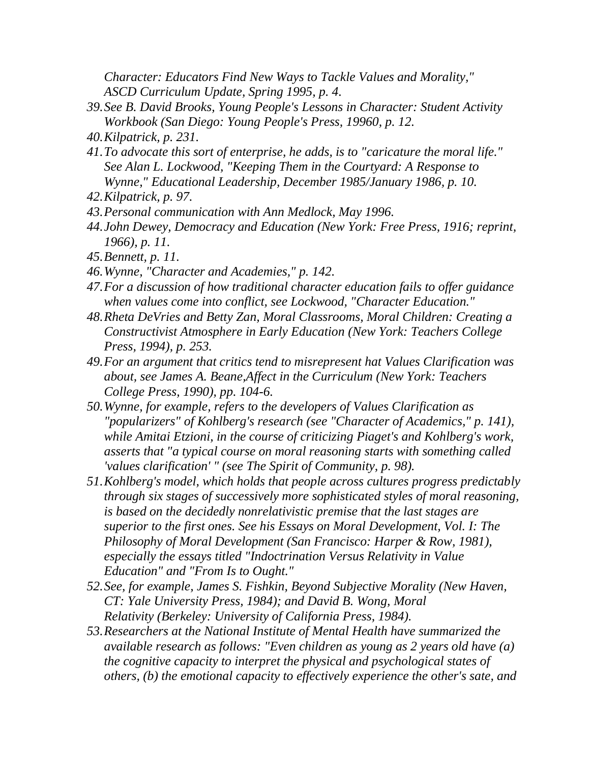*Character: Educators Find New Ways to Tackle Values and Morality," ASCD Curriculum Update, Spring 1995, p. 4.*

39. *See B. David Brooks, Young People's Lessons in Character: Student Activity Workbook (San Diego: Young People's Press, 19960, p. 12.*
40. *Kilpatrick, p. 231.*
41. *To advocate this sort of enterprise, he adds, is to "caricature the moral life." See Alan L. Lockwood, "Keeping Them in the Courtyard: A Response to Wynne," Educational Leadership, December 1985/January 1986, p. 10.*
42. *Kilpatrick, p. 97.*
43. *Personal communication with Ann Medlock, May 1996.*
44. *John Dewey, Democracy and Education (New York: Free Press, 1916; reprint, 1966), p. 11.*
45. *Bennett, p. 11.*
46. *Wynne, "Character and Academies," p. 142.*
47. *For a discussion of how traditional character education fails to offer guidance when values come into conflict, see Lockwood, "Character Education."*
48. *Rheta DeVries and Betty Zan, Moral Classrooms, Moral Children: Creating a Constructivist Atmosphere in Early Education (New York: Teachers College Press, 1994), p. 253.*
49. *For an argument that critics tend to misrepresent hat Values Clarification was about, see James A. Beane,Affect in the Curriculum (New York: Teachers College Press, 1990), pp. 104-6.*
50. *Wynne, for example, refers to the developers of Values Clarification as "popularizers" of Kohlberg's research (see "Character of Academics," p. 141), while Amitai Etzioni, in the course of criticizing Piaget's and Kohlberg's work, asserts that "a typical course on moral reasoning starts with something called 'values clarification' " (see The Spirit of Community, p. 98).*
51. *Kohlberg's model, which holds that people across cultures progress predictably through six stages of successively more sophisticated styles of moral reasoning, is based on the decidedly nonrelativistic premise that the last stages are superior to the first ones. See his Essays on Moral Development, Vol. I: The Philosophy of Moral Development (San Francisco: Harper & Row, 1981), especially the essays titled "Indoctrination Versus Relativity in Value Education" and "From Is to Ought."*
52. *See, for example, James S. Fishkin, Beyond Subjective Morality (New Haven, CT: Yale University Press, 1984); and David B. Wong, Moral Relativity (Berkeley: University of California Press, 1984).*
53. *Researchers at the National Institute of Mental Health have summarized the available research as follows: "Even children as young as 2 years old have (a) the cognitive capacity to interpret the physical and psychological states of others, (b) the emotional capacity to effectively experience the other's sate, and*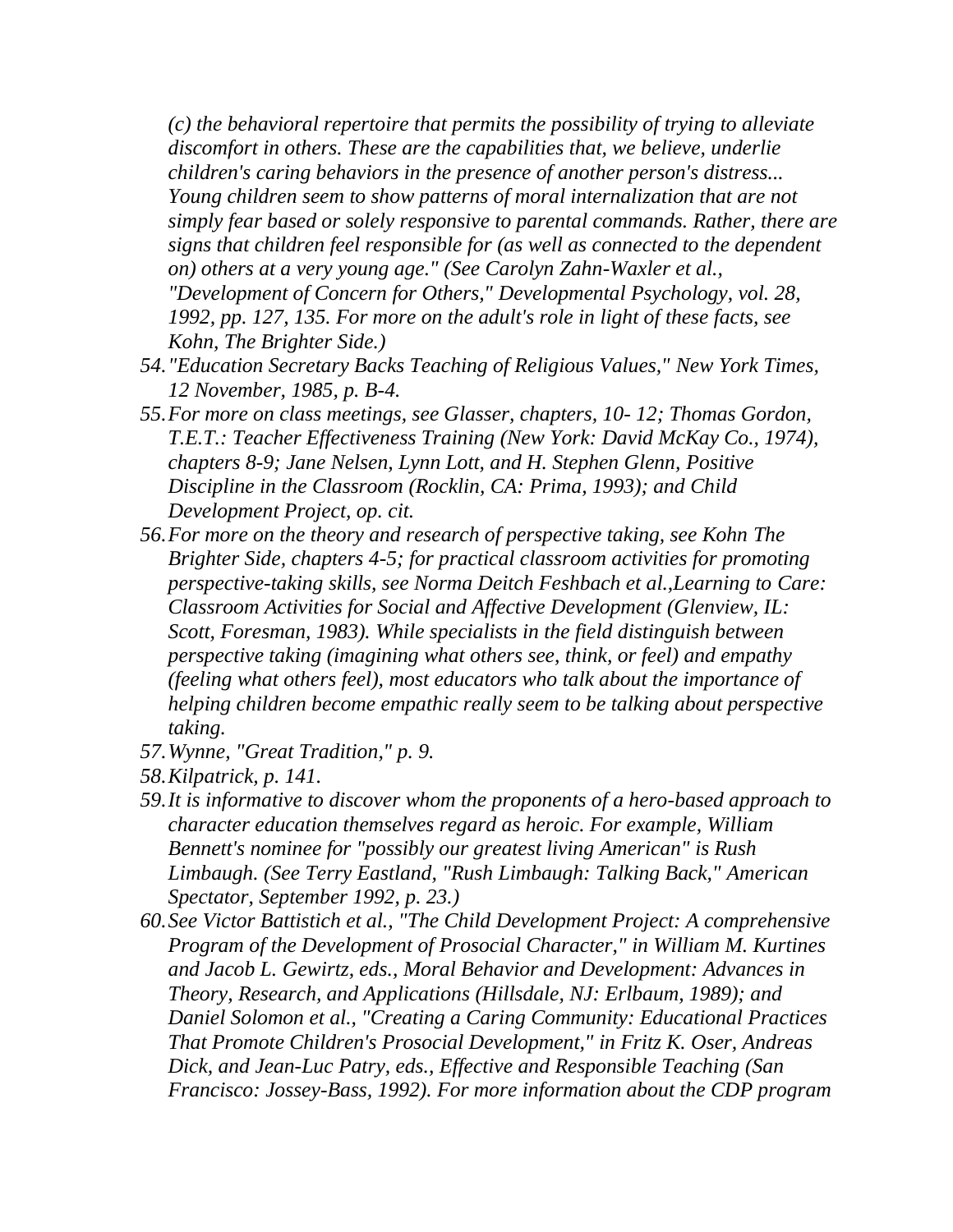*(c) the behavioral repertoire that permits the possibility of trying to alleviate discomfort in others. These are the capabilities that, we believe, underlie children's caring behaviors in the presence of another person's distress... Young children seem to show patterns of moral internalization that are not simply fear based or solely responsive to parental commands. Rather, there are signs that children feel responsible for (as well as connected to the dependent on) others at a very young age." (See Carolyn Zahn-Waxler et al., "Development of Concern for Others," Developmental Psychology, vol. 28, 1992, pp. 127, 135. For more on the adult's role in light of these facts, see Kohn, The Brighter Side.)*

54. *"Education Secretary Backs Teaching of Religious Values," New York Times, 12 November, 1985, p. B-4.*
55. *For more on class meetings, see Glasser, chapters, 10- 12; Thomas Gordon, T.E.T.: Teacher Effectiveness Training (New York: David McKay Co., 1974), chapters 8-9; Jane Nelsen, Lynn Lott, and H. Stephen Glenn, Positive Discipline in the Classroom (Rocklin, CA: Prima, 1993); and Child Development Project, op. cit.*
56. *For more on the theory and research of perspective taking, see Kohn The Brighter Side, chapters 4-5; for practical classroom activities for promoting perspective-taking skills, see Norma Deitch Feshbach et al.,Learning to Care: Classroom Activities for Social and Affective Development (Glenview, IL: Scott, Foresman, 1983). While specialists in the field distinguish between perspective taking (imagining what others see, think, or feel) and empathy (feeling what others feel), most educators who talk about the importance of helping children become empathic really seem to be talking about perspective taking.*
57. *Wynne, "Great Tradition," p. 9.*
58. *Kilpatrick, p. 141.*
59. *It is informative to discover whom the proponents of a hero-based approach to character education themselves regard as heroic. For example, William Bennett's nominee for "possibly our greatest living American" is Rush Limbaugh. (See Terry Eastland, "Rush Limbaugh: Talking Back," American Spectator, September 1992, p. 23.)*
60. *See Victor Battistich et al., "The Child Development Project: A comprehensive Program of the Development of Prosocial Character," in William M. Kurtines and Jacob L. Gewirtz, eds., Moral Behavior and Development: Advances in Theory, Research, and Applications (Hillsdale, NJ: Erlbaum, 1989); and Daniel Solomon et al., "Creating a Caring Community: Educational Practices That Promote Children's Prosocial Development," in Fritz K. Oser, Andreas Dick, and Jean-Luc Patry, eds., Effective and Responsible Teaching (San Francisco: Jossey-Bass, 1992). For more information about the CDP program*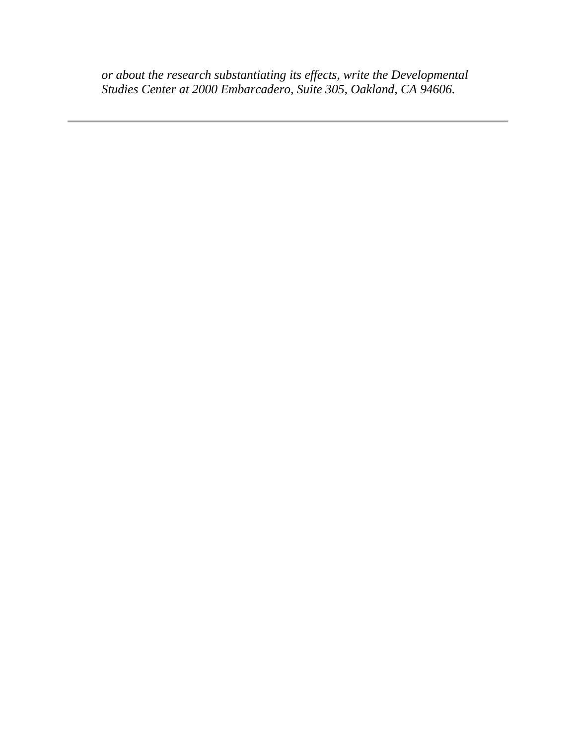*or about the research substantiating its effects, write the Developmental Studies Center at 2000 Embarcadero, Suite 305, Oakland, CA 94606.*

---